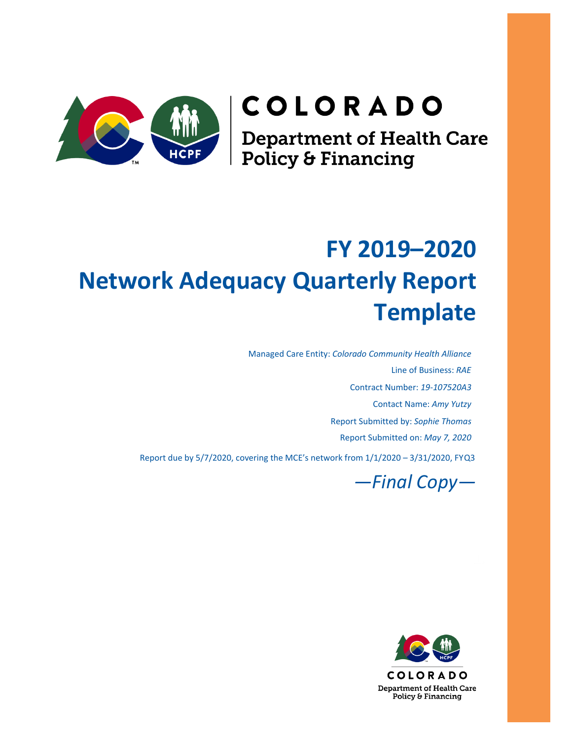COLORADO

Department of Health Care Policy & Financing

# FY 2019–2020
# Network Adequacy Quarterly Report Template

Managed Care Entity: *Colorado Community Health Alliance*

Line of Business: *RAE*

Contract Number: *19-107520A3*

Contact Name: *Amy Yutzy*

Report Submitted by: *Sophie Thomas*

Report Submitted on: *May 7, 2020*

Report due by 5/7/2020, covering the MCE's network from 1/1/2020 – 3/31/2020, FYQ3

*—Final Copy—*

COLORADO

Department of Health Care Policy & Financing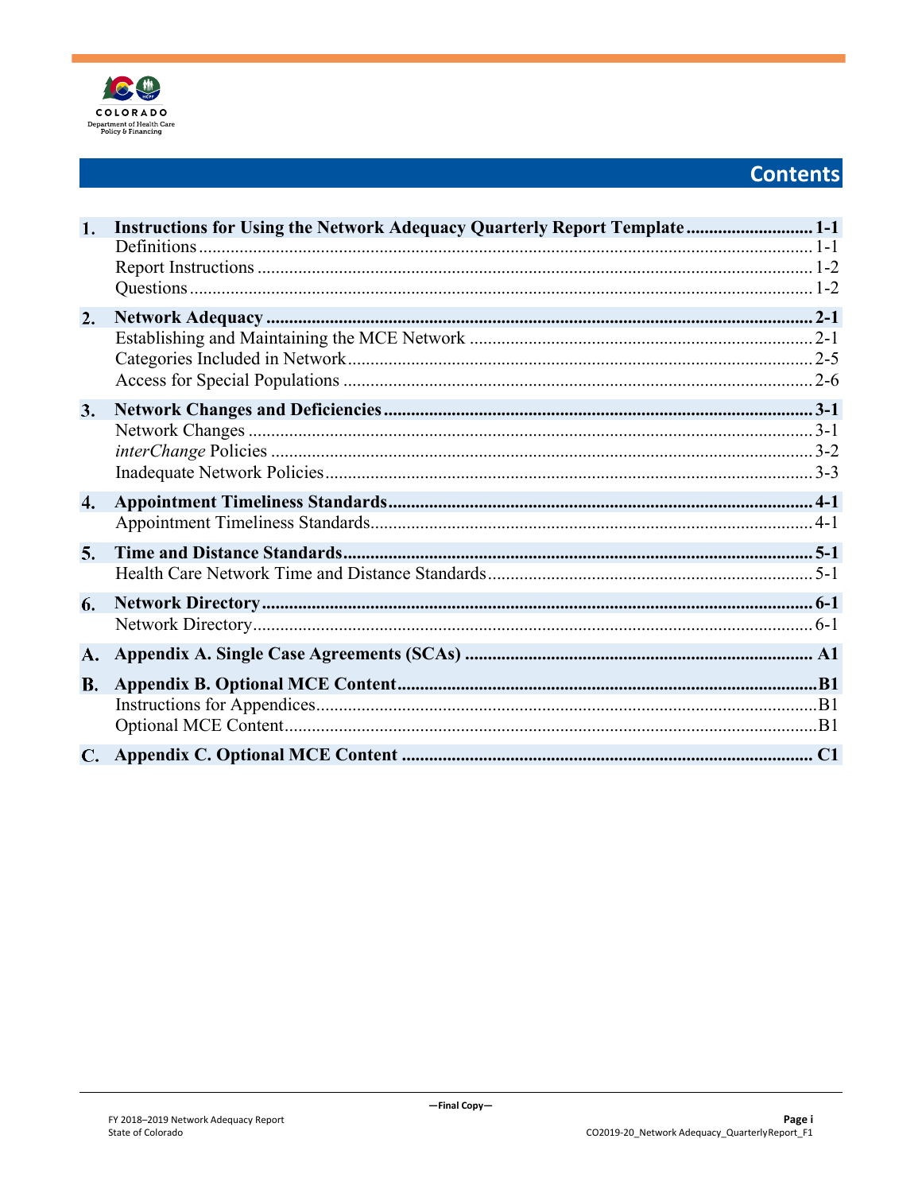# Contents

| | | |
|---|---|---|
| **1.** | **Instructions for Using the Network Adequacy Quarterly Report Template** | **1-1** |
| | Definitions | 1-1 |
| | Report Instructions | 1-2 |
| | Questions | 1-2 |
| **2.** | **Network Adequacy** | **2-1** |
| | Establishing and Maintaining the MCE Network | 2-1 |
| | Categories Included in Network | 2-5 |
| | Access for Special Populations | 2-6 |
| **3.** | **Network Changes and Deficiencies** | **3-1** |
| | Network Changes | 3-1 |
| | *interChange* Policies | 3-2 |
| | Inadequate Network Policies | 3-3 |
| **4.** | **Appointment Timeliness Standards** | **4-1** |
| | Appointment Timeliness Standards | 4-1 |
| **5.** | **Time and Distance Standards** | **5-1** |
| | Health Care Network Time and Distance Standards | 5-1 |
| **6.** | **Network Directory** | **6-1** |
| | Network Directory | 6-1 |
| **A.** | **Appendix A. Single Case Agreements (SCAs)** | **A1** |
| **B.** | **Appendix B. Optional MCE Content** | **B1** |
| | Instructions for Appendices | B1 |
| | Optional MCE Content | B1 |
| **C.** | **Appendix C. Optional MCE Content** | **C1** |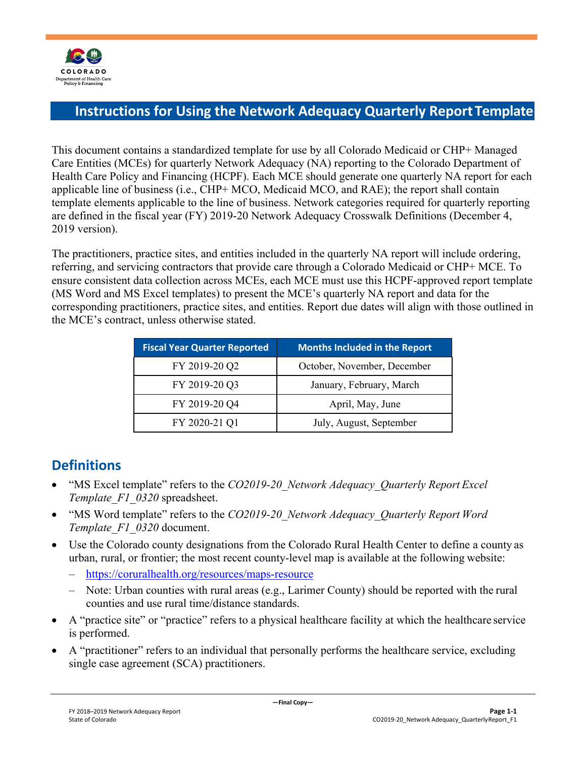# Instructions for Using the Network Adequacy Quarterly Report Template

This document contains a standardized template for use by all Colorado Medicaid or CHP+ Managed Care Entities (MCEs) for quarterly Network Adequacy (NA) reporting to the Colorado Department of Health Care Policy and Financing (HCPF). Each MCE should generate one quarterly NA report for each applicable line of business (i.e., CHP+ MCO, Medicaid MCO, and RAE); the report shall contain template elements applicable to the line of business. Network categories required for quarterly reporting are defined in the fiscal year (FY) 2019-20 Network Adequacy Crosswalk Definitions (December 4, 2019 version).

The practitioners, practice sites, and entities included in the quarterly NA report will include ordering, referring, and servicing contractors that provide care through a Colorado Medicaid or CHP+ MCE. To ensure consistent data collection across MCEs, each MCE must use this HCPF-approved report template (MS Word and MS Excel templates) to present the MCE's quarterly NA report and data for the corresponding practitioners, practice sites, and entities. Report due dates will align with those outlined in the MCE's contract, unless otherwise stated.

| Fiscal Year Quarter Reported | Months Included in the Report |
| --- | --- |
| FY 2019-20 Q2 | October, November, December |
| FY 2019-20 Q3 | January, February, March |
| FY 2019-20 Q4 | April, May, June |
| FY 2020-21 Q1 | July, August, September |

## Definitions

- "MS Excel template" refers to the *CO2019-20_Network Adequacy_Quarterly Report Excel Template_F1_0320* spreadsheet.
- "MS Word template" refers to the *CO2019-20_Network Adequacy_Quarterly Report Word Template_F1_0320* document.
- Use the Colorado county designations from the Colorado Rural Health Center to define a county as urban, rural, or frontier; the most recent county-level map is available at the following website:
  - https://coruralhealth.org/resources/maps-resource
  - Note: Urban counties with rural areas (e.g., Larimer County) should be reported with the rural counties and use rural time/distance standards.
- A "practice site" or "practice" refers to a physical healthcare facility at which the healthcare service is performed.
- A "practitioner" refers to an individual that personally performs the healthcare service, excluding single case agreement (SCA) practitioners.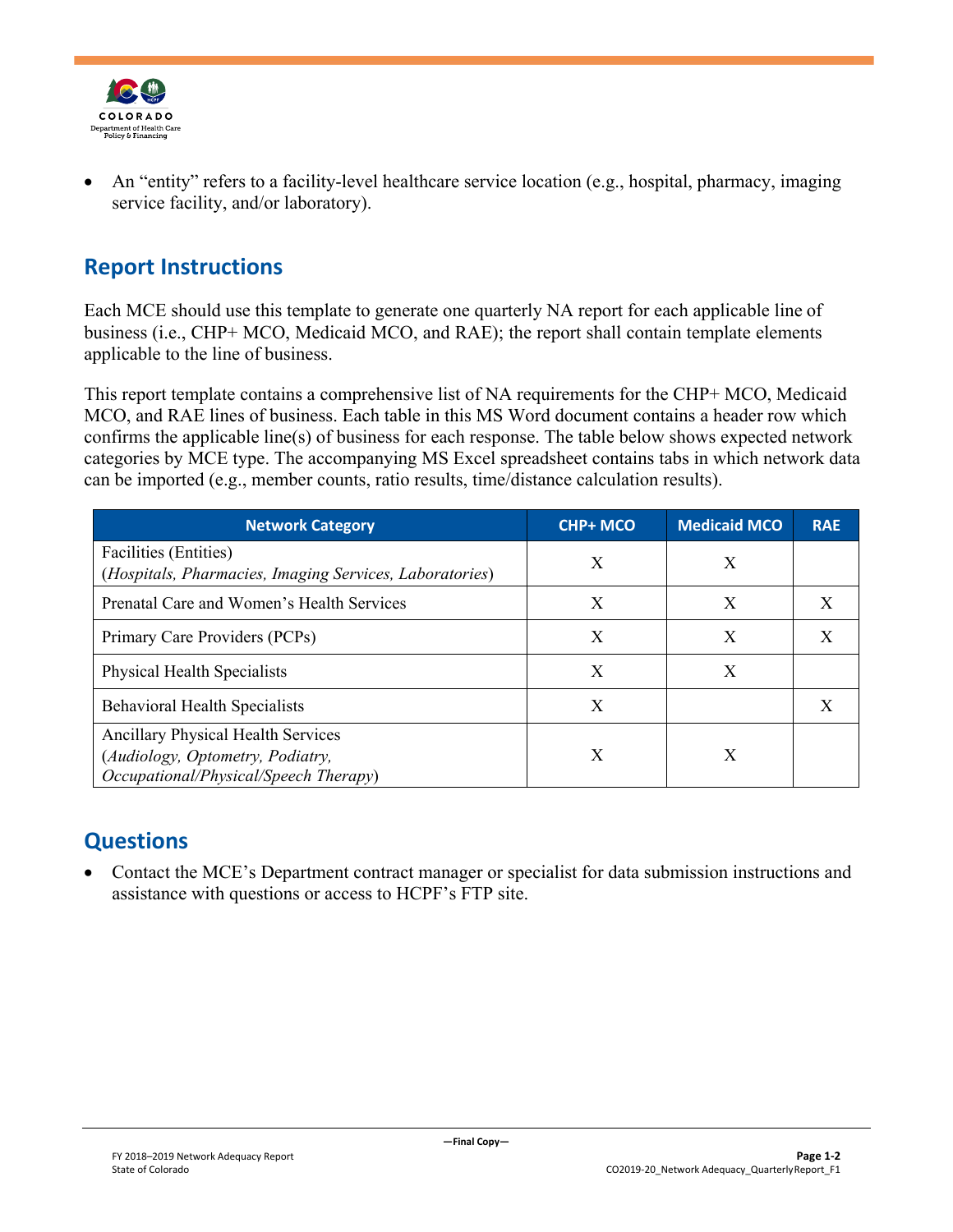- An "entity" refers to a facility-level healthcare service location (e.g., hospital, pharmacy, imaging service facility, and/or laboratory).

## Report Instructions

Each MCE should use this template to generate one quarterly NA report for each applicable line of business (i.e., CHP+ MCO, Medicaid MCO, and RAE); the report shall contain template elements applicable to the line of business.

This report template contains a comprehensive list of NA requirements for the CHP+ MCO, Medicaid MCO, and RAE lines of business. Each table in this MS Word document contains a header row which confirms the applicable line(s) of business for each response. The table below shows expected network categories by MCE type. The accompanying MS Excel spreadsheet contains tabs in which network data can be imported (e.g., member counts, ratio results, time/distance calculation results).

| Network Category | CHP+ MCO | Medicaid MCO | RAE |
|---|---|---|---|
| Facilities (Entities)<br>(*Hospitals, Pharmacies, Imaging Services, Laboratories*) | X | X | |
| Prenatal Care and Women's Health Services | X | X | X |
| Primary Care Providers (PCPs) | X | X | X |
| Physical Health Specialists | X | X | |
| Behavioral Health Specialists | X | | X |
| Ancillary Physical Health Services<br>(*Audiology, Optometry, Podiatry, Occupational/Physical/Speech Therapy*) | X | X | |

## Questions

- Contact the MCE's Department contract manager or specialist for data submission instructions and assistance with questions or access to HCPF's FTP site.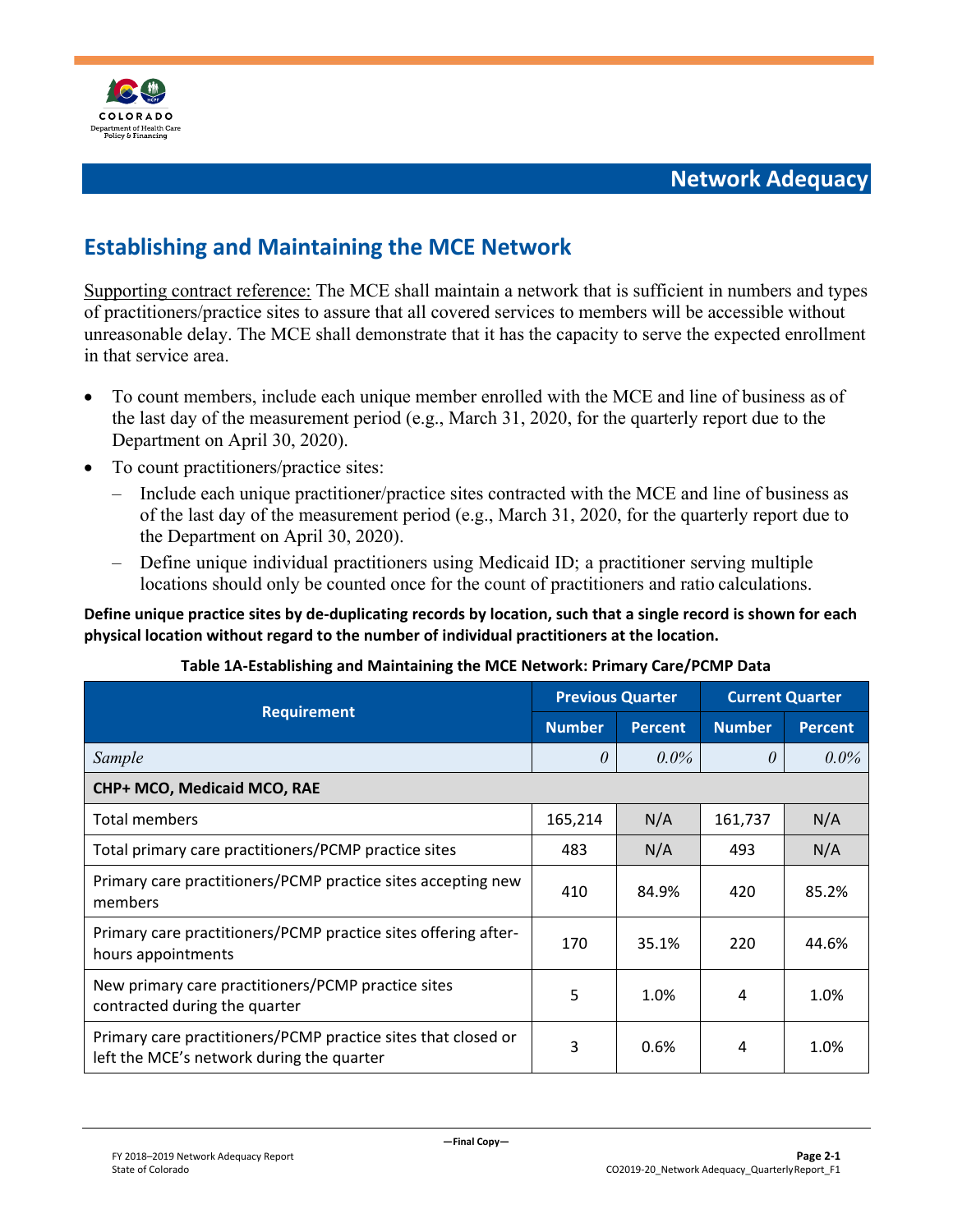## Network Adequacy

# Establishing and Maintaining the MCE Network

Supporting contract reference: The MCE shall maintain a network that is sufficient in numbers and types of practitioners/practice sites to assure that all covered services to members will be accessible without unreasonable delay. The MCE shall demonstrate that it has the capacity to serve the expected enrollment in that service area.

- To count members, include each unique member enrolled with the MCE and line of business as of the last day of the measurement period (e.g., March 31, 2020, for the quarterly report due to the Department on April 30, 2020).
- To count practitioners/practice sites:
  - Include each unique practitioner/practice sites contracted with the MCE and line of business as of the last day of the measurement period (e.g., March 31, 2020, for the quarterly report due to the Department on April 30, 2020).
  - Define unique individual practitioners using Medicaid ID; a practitioner serving multiple locations should only be counted once for the count of practitioners and ratio calculations.

**Define unique practice sites by de-duplicating records by location, such that a single record is shown for each physical location without regard to the number of individual practitioners at the location.**

**Table 1A-Establishing and Maintaining the MCE Network: Primary Care/PCMP Data**

| Requirement | Previous Quarter | | Current Quarter | |
|---|---|---|---|---|
| | Number | Percent | Number | Percent |
| *Sample* | *0* | *0.0%* | *0* | *0.0%* |
| **CHP+ MCO, Medicaid MCO, RAE** | | | | |
| Total members | 165,214 | N/A | 161,737 | N/A |
| Total primary care practitioners/PCMP practice sites | 483 | N/A | 493 | N/A |
| Primary care practitioners/PCMP practice sites accepting new members | 410 | 84.9% | 420 | 85.2% |
| Primary care practitioners/PCMP practice sites offering after-hours appointments | 170 | 35.1% | 220 | 44.6% |
| New primary care practitioners/PCMP practice sites contracted during the quarter | 5 | 1.0% | 4 | 1.0% |
| Primary care practitioners/PCMP practice sites that closed or left the MCE's network during the quarter | 3 | 0.6% | 4 | 1.0% |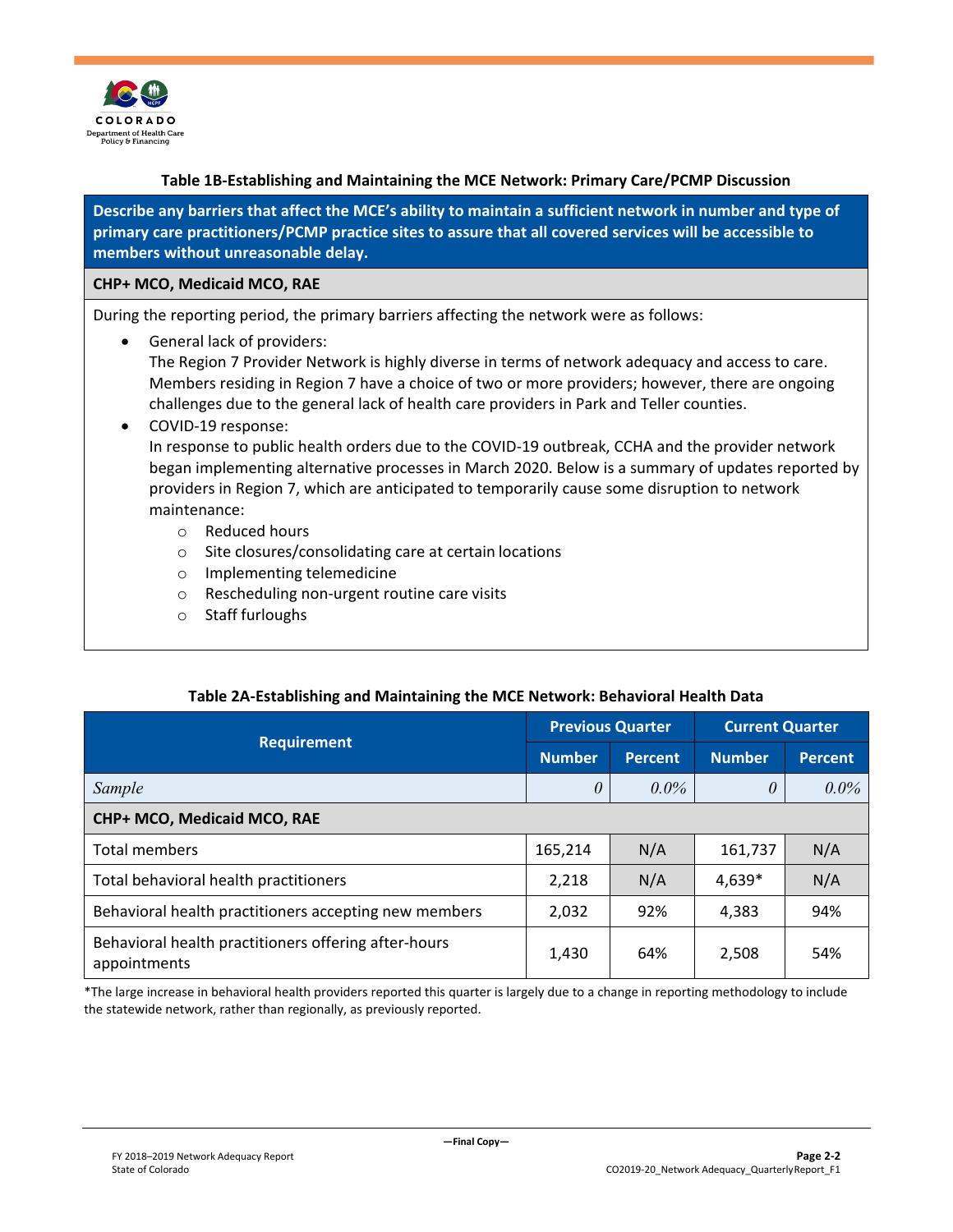**Table 1B-Establishing and Maintaining the MCE Network: Primary Care/PCMP Discussion**

| Describe any barriers that affect the MCE's ability to maintain a sufficient network in number and type of primary care practitioners/PCMP practice sites to assure that all covered services will be accessible to members without unreasonable delay. |
|---|
| **CHP+ MCO, Medicaid MCO, RAE** |

During the reporting period, the primary barriers affecting the network were as follows:

- General lack of providers:
  The Region 7 Provider Network is highly diverse in terms of network adequacy and access to care. Members residing in Region 7 have a choice of two or more providers; however, there are ongoing challenges due to the general lack of health care providers in Park and Teller counties.
- COVID-19 response:
  In response to public health orders due to the COVID-19 outbreak, CCHA and the provider network began implementing alternative processes in March 2020. Below is a summary of updates reported by providers in Region 7, which are anticipated to temporarily cause some disruption to network maintenance:
  - Reduced hours
  - Site closures/consolidating care at certain locations
  - Implementing telemedicine
  - Rescheduling non-urgent routine care visits
  - Staff furloughs

**Table 2A-Establishing and Maintaining the MCE Network: Behavioral Health Data**

| Requirement | Previous Quarter | | Current Quarter | |
|---|---|---|---|---|
| | Number | Percent | Number | Percent |
| *Sample* | *0* | *0.0%* | *0* | *0.0%* |
| **CHP+ MCO, Medicaid MCO, RAE** | | | | |
| Total members | 165,214 | N/A | 161,737 | N/A |
| Total behavioral health practitioners | 2,218 | N/A | 4,639* | N/A |
| Behavioral health practitioners accepting new members | 2,032 | 92% | 4,383 | 94% |
| Behavioral health practitioners offering after-hours appointments | 1,430 | 64% | 2,508 | 54% |

*The large increase in behavioral health providers reported this quarter is largely due to a change in reporting methodology to include the statewide network, rather than regionally, as previously reported.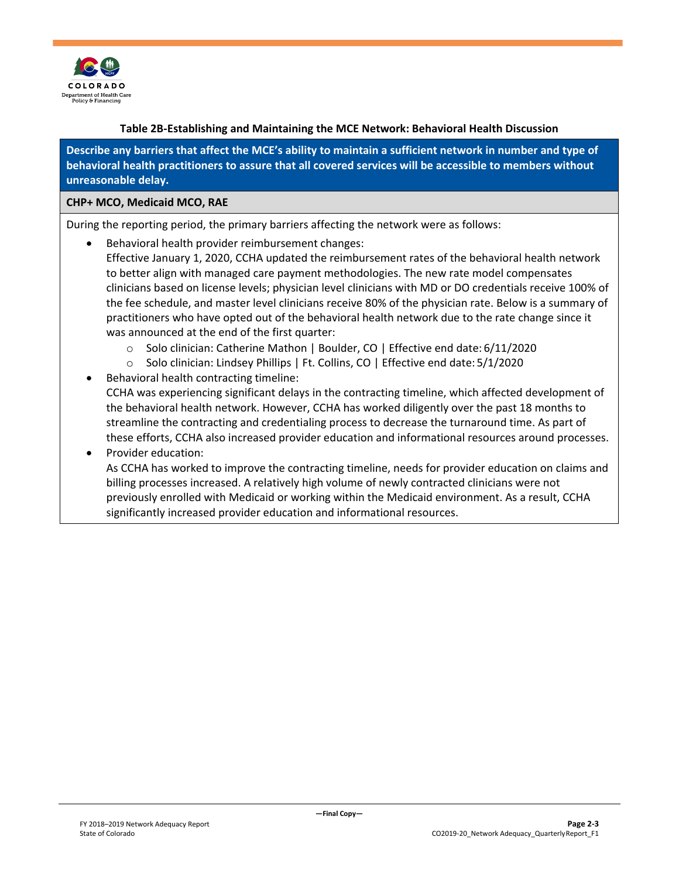**Table 2B-Establishing and Maintaining the MCE Network: Behavioral Health Discussion**

| Describe any barriers that affect the MCE's ability to maintain a sufficient network in number and type of behavioral health practitioners to assure that all covered services will be accessible to members without unreasonable delay. |
|---|
| **CHP+ MCO, Medicaid MCO, RAE** |

During the reporting period, the primary barriers affecting the network were as follows:

- Behavioral health provider reimbursement changes:
  Effective January 1, 2020, CCHA updated the reimbursement rates of the behavioral health network to better align with managed care payment methodologies. The new rate model compensates clinicians based on license levels; physician level clinicians with MD or DO credentials receive 100% of the fee schedule, and master level clinicians receive 80% of the physician rate. Below is a summary of practitioners who have opted out of the behavioral health network due to the rate change since it was announced at the end of the first quarter:
  - Solo clinician: Catherine Mathon | Boulder, CO | Effective end date: 6/11/2020
  - Solo clinician: Lindsey Phillips | Ft. Collins, CO | Effective end date: 5/1/2020
- Behavioral health contracting timeline:
  CCHA was experiencing significant delays in the contracting timeline, which affected development of the behavioral health network. However, CCHA has worked diligently over the past 18 months to streamline the contracting and credentialing process to decrease the turnaround time. As part of these efforts, CCHA also increased provider education and informational resources around processes.
- Provider education:
  As CCHA has worked to improve the contracting timeline, needs for provider education on claims and billing processes increased. A relatively high volume of newly contracted clinicians were not previously enrolled with Medicaid or working within the Medicaid environment. As a result, CCHA significantly increased provider education and informational resources.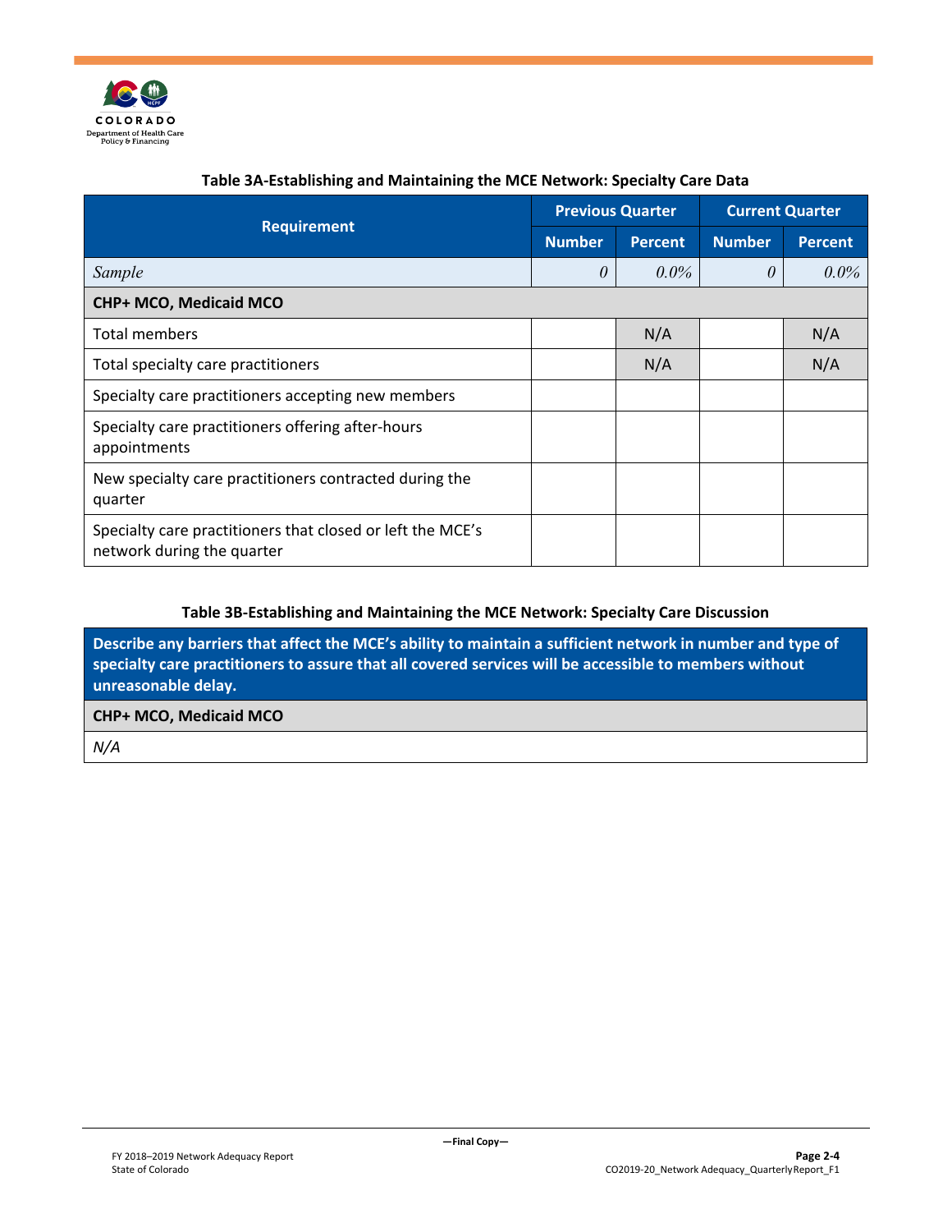**Table 3A-Establishing and Maintaining the MCE Network: Specialty Care Data**

| Requirement | Previous Quarter | | Current Quarter | |
|---|---|---|---|---|
| | Number | Percent | Number | Percent |
| *Sample* | *0* | *0.0%* | *0* | *0.0%* |
| **CHP+ MCO, Medicaid MCO** | | | | |
| Total members | | N/A | | N/A |
| Total specialty care practitioners | | N/A | | N/A |
| Specialty care practitioners accepting new members | | | | |
| Specialty care practitioners offering after-hours appointments | | | | |
| New specialty care practitioners contracted during the quarter | | | | |
| Specialty care practitioners that closed or left the MCE's network during the quarter | | | | |

**Table 3B-Establishing and Maintaining the MCE Network: Specialty Care Discussion**

| Describe any barriers that affect the MCE's ability to maintain a sufficient network in number and type of specialty care practitioners to assure that all covered services will be accessible to members without unreasonable delay. |
|---|
| **CHP+ MCO, Medicaid MCO** |
| *N/A* |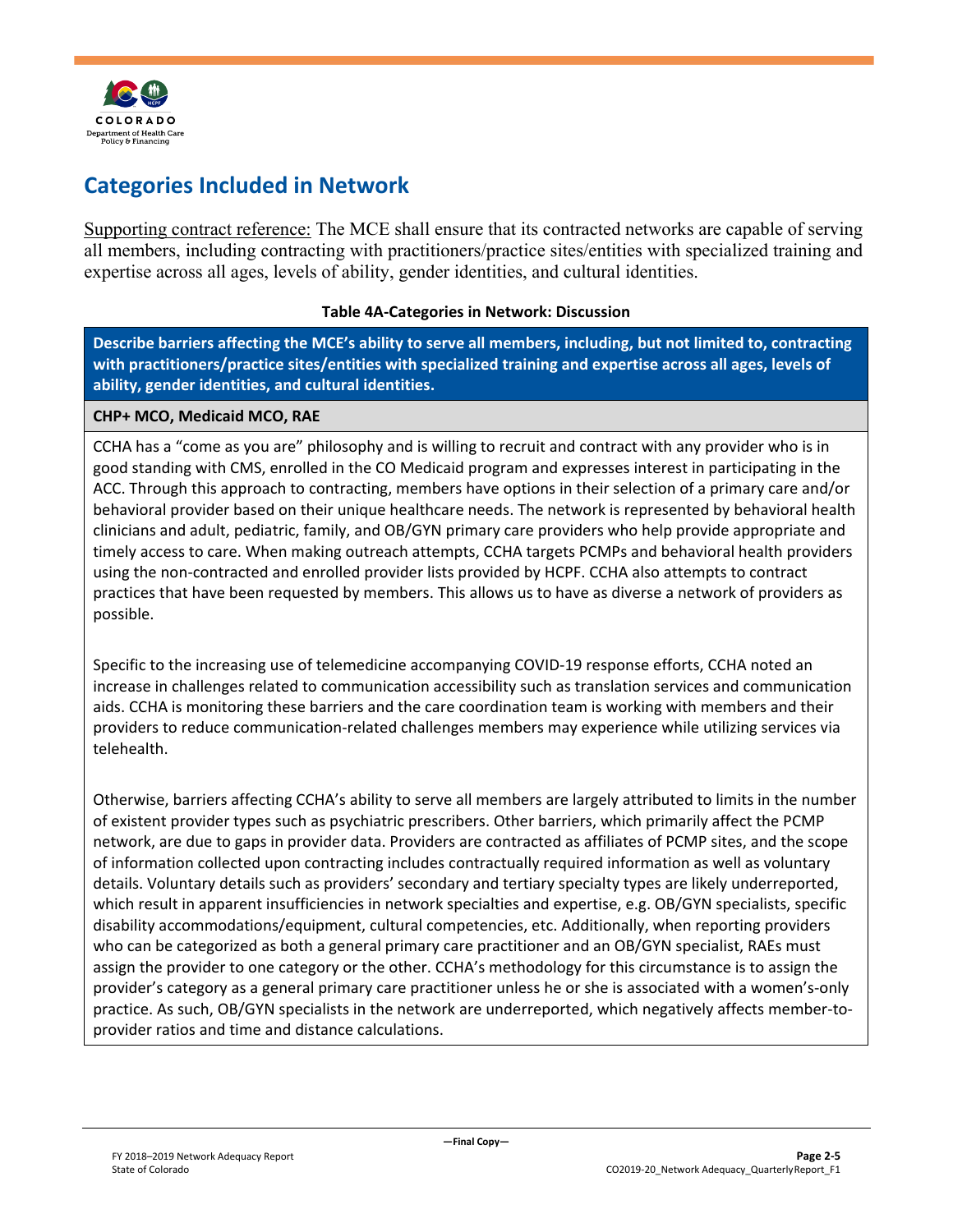## Categories Included in Network

Supporting contract reference: The MCE shall ensure that its contracted networks are capable of serving all members, including contracting with practitioners/practice sites/entities with specialized training and expertise across all ages, levels of ability, gender identities, and cultural identities.

**Table 4A-Categories in Network: Discussion**

| **Describe barriers affecting the MCE's ability to serve all members, including, but not limited to, contracting with practitioners/practice sites/entities with specialized training and expertise across all ages, levels of ability, gender identities, and cultural identities.** |
|---|
| **CHP+ MCO, Medicaid MCO, RAE** |
| CCHA has a "come as you are" philosophy and is willing to recruit and contract with any provider who is in good standing with CMS, enrolled in the CO Medicaid program and expresses interest in participating in the ACC. Through this approach to contracting, members have options in their selection of a primary care and/or behavioral provider based on their unique healthcare needs. The network is represented by behavioral health clinicians and adult, pediatric, family, and OB/GYN primary care providers who help provide appropriate and timely access to care. When making outreach attempts, CCHA targets PCMPs and behavioral health providers using the non-contracted and enrolled provider lists provided by HCPF. CCHA also attempts to contract practices that have been requested by members. This allows us to have as diverse a network of providers as possible.<br><br>Specific to the increasing use of telemedicine accompanying COVID-19 response efforts, CCHA noted an increase in challenges related to communication accessibility such as translation services and communication aids. CCHA is monitoring these barriers and the care coordination team is working with members and their providers to reduce communication-related challenges members may experience while utilizing services via telehealth.<br><br>Otherwise, barriers affecting CCHA's ability to serve all members are largely attributed to limits in the number of existent provider types such as psychiatric prescribers. Other barriers, which primarily affect the PCMP network, are due to gaps in provider data. Providers are contracted as affiliates of PCMP sites, and the scope of information collected upon contracting includes contractually required information as well as voluntary details. Voluntary details such as providers' secondary and tertiary specialty types are likely underreported, which result in apparent insufficiencies in network specialties and expertise, e.g. OB/GYN specialists, specific disability accommodations/equipment, cultural competencies, etc. Additionally, when reporting providers who can be categorized as both a general primary care practitioner and an OB/GYN specialist, RAEs must assign the provider to one category or the other. CCHA's methodology for this circumstance is to assign the provider's category as a general primary care practitioner unless he or she is associated with a women's-only practice. As such, OB/GYN specialists in the network are underreported, which negatively affects member-to-provider ratios and time and distance calculations. |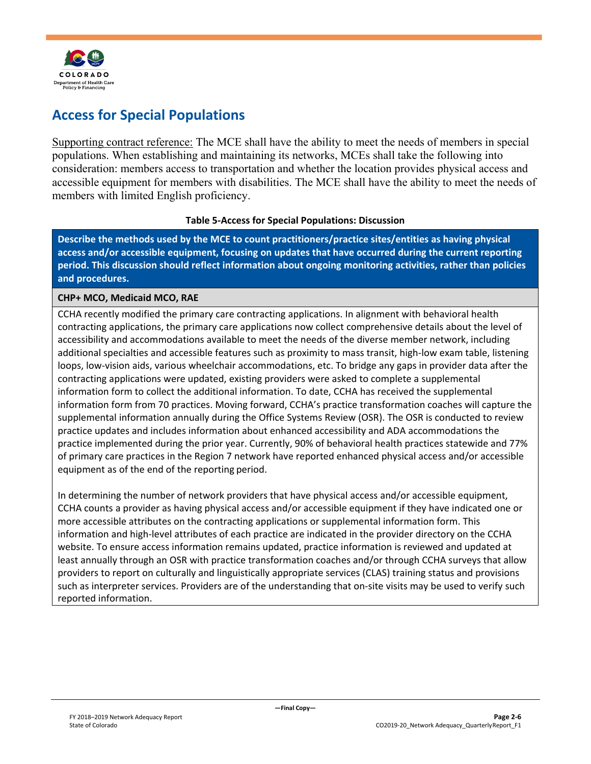## Access for Special Populations

Supporting contract reference: The MCE shall have the ability to meet the needs of members in special populations. When establishing and maintaining its networks, MCEs shall take the following into consideration: members access to transportation and whether the location provides physical access and accessible equipment for members with disabilities. The MCE shall have the ability to meet the needs of members with limited English proficiency.

**Table 5-Access for Special Populations: Discussion**

| **Describe the methods used by the MCE to count practitioners/practice sites/entities as having physical access and/or accessible equipment, focusing on updates that have occurred during the current reporting period. This discussion should reflect information about ongoing monitoring activities, rather than policies and procedures.** |
|---|
| **CHP+ MCO, Medicaid MCO, RAE** |
| CCHA recently modified the primary care contracting applications. In alignment with behavioral health contracting applications, the primary care applications now collect comprehensive details about the level of accessibility and accommodations available to meet the needs of the diverse member network, including additional specialties and accessible features such as proximity to mass transit, high-low exam table, listening loops, low-vision aids, various wheelchair accommodations, etc. To bridge any gaps in provider data after the contracting applications were updated, existing providers were asked to complete a supplemental information form to collect the additional information. To date, CCHA has received the supplemental information form from 70 practices. Moving forward, CCHA's practice transformation coaches will capture the supplemental information annually during the Office Systems Review (OSR). The OSR is conducted to review practice updates and includes information about enhanced accessibility and ADA accommodations the practice implemented during the prior year. Currently, 90% of behavioral health practices statewide and 77% of primary care practices in the Region 7 network have reported enhanced physical access and/or accessible equipment as of the end of the reporting period.<br><br>In determining the number of network providers that have physical access and/or accessible equipment, CCHA counts a provider as having physical access and/or accessible equipment if they have indicated one or more accessible attributes on the contracting applications or supplemental information form. This information and high-level attributes of each practice are indicated in the provider directory on the CCHA website. To ensure access information remains updated, practice information is reviewed and updated at least annually through an OSR with practice transformation coaches and/or through CCHA surveys that allow providers to report on culturally and linguistically appropriate services (CLAS) training status and provisions such as interpreter services. Providers are of the understanding that on-site visits may be used to verify such reported information. |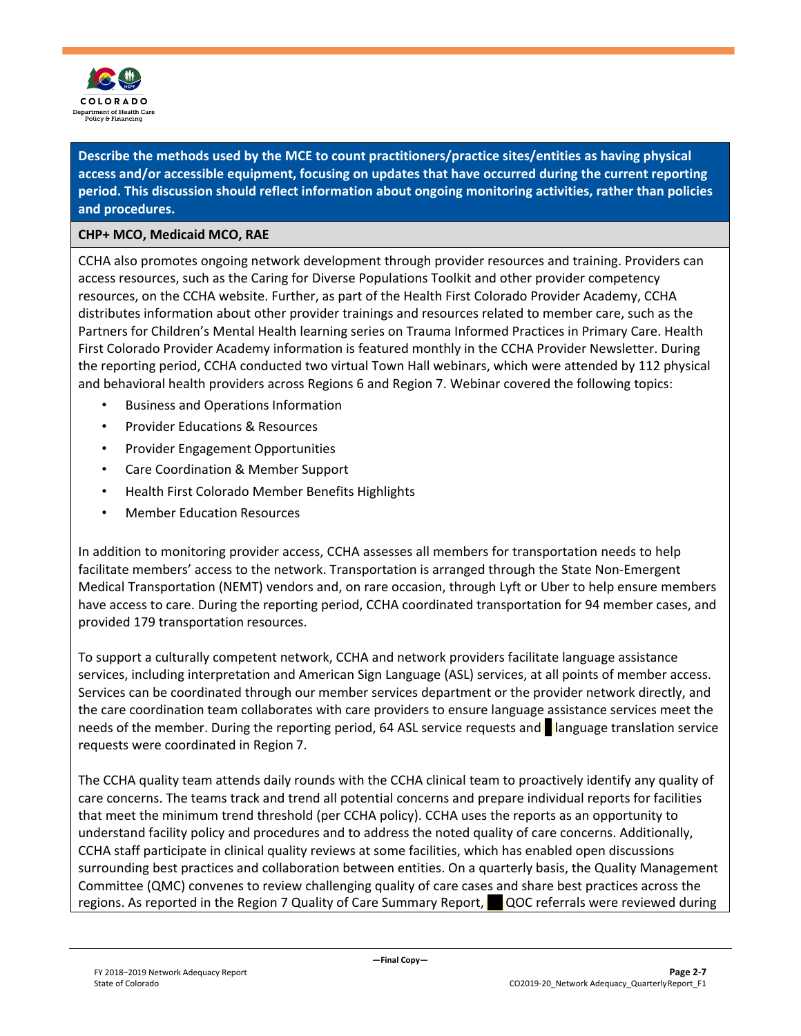| Describe the methods used by the MCE to count practitioners/practice sites/entities as having physical access and/or accessible equipment, focusing on updates that have occurred during the current reporting period. This discussion should reflect information about ongoing monitoring activities, rather than policies and procedures. |
|---|
| **CHP+ MCO, Medicaid MCO, RAE** |
| CCHA also promotes ongoing network development through provider resources and training. Providers can access resources, such as the Caring for Diverse Populations Toolkit and other provider competency resources, on the CCHA website. Further, as part of the Health First Colorado Provider Academy, CCHA distributes information about other provider trainings and resources related to member care, such as the Partners for Children's Mental Health learning series on Trauma Informed Practices in Primary Care. Health First Colorado Provider Academy information is featured monthly in the CCHA Provider Newsletter. During the reporting period, CCHA conducted two virtual Town Hall webinars, which were attended by 112 physical and behavioral health providers across Regions 6 and Region 7. Webinar covered the following topics:<br>• Business and Operations Information<br>• Provider Educations & Resources<br>• Provider Engagement Opportunities<br>• Care Coordination & Member Support<br>• Health First Colorado Member Benefits Highlights<br>• Member Education Resources<br><br>In addition to monitoring provider access, CCHA assesses all members for transportation needs to help facilitate members' access to the network. Transportation is arranged through the State Non-Emergent Medical Transportation (NEMT) vendors and, on rare occasion, through Lyft or Uber to help ensure members have access to care. During the reporting period, CCHA coordinated transportation for 94 member cases, and provided 179 transportation resources.<br><br>To support a culturally competent network, CCHA and network providers facilitate language assistance services, including interpretation and American Sign Language (ASL) services, at all points of member access. Services can be coordinated through our member services department or the provider network directly, and the care coordination team collaborates with care providers to ensure language assistance services meet the needs of the member. During the reporting period, 64 ASL service requests and ■ language translation service requests were coordinated in Region 7.<br><br>The CCHA quality team attends daily rounds with the CCHA clinical team to proactively identify any quality of care concerns. The teams track and trend all potential concerns and prepare individual reports for facilities that meet the minimum trend threshold (per CCHA policy). CCHA uses the reports as an opportunity to understand facility policy and procedures and to address the noted quality of care concerns. Additionally, CCHA staff participate in clinical quality reviews at some facilities, which has enabled open discussions surrounding best practices and collaboration between entities. On a quarterly basis, the Quality Management Committee (QMC) convenes to review challenging quality of care cases and share best practices across the regions. As reported in the Region 7 Quality of Care Summary Report, ■■ QOC referrals were reviewed during |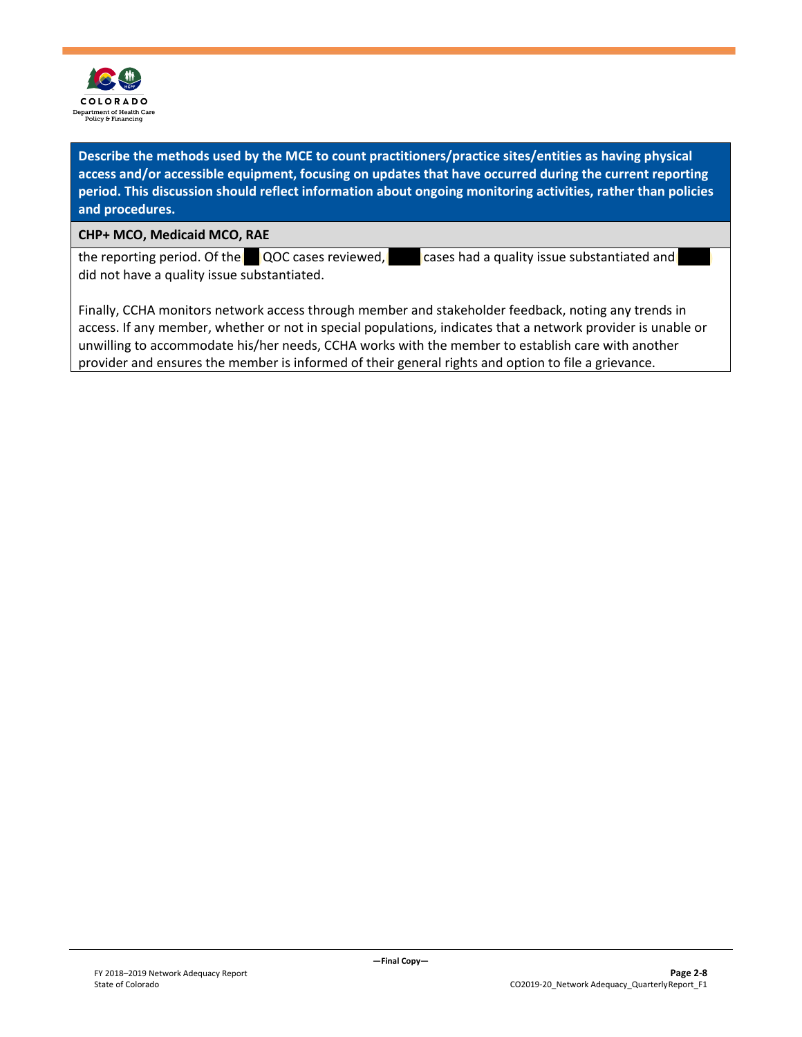| Describe the methods used by the MCE to count practitioners/practice sites/entities as having physical access and/or accessible equipment, focusing on updates that have occurred during the current reporting period. This discussion should reflect information about ongoing monitoring activities, rather than policies and procedures. |
|---|
| **CHP+ MCO, Medicaid MCO, RAE** |
| the reporting period. Of the ■ QOC cases reviewed, ■ cases had a quality issue substantiated and ■ did not have a quality issue substantiated.<br><br>Finally, CCHA monitors network access through member and stakeholder feedback, noting any trends in access. If any member, whether or not in special populations, indicates that a network provider is unable or unwilling to accommodate his/her needs, CCHA works with the member to establish care with another provider and ensures the member is informed of their general rights and option to file a grievance. |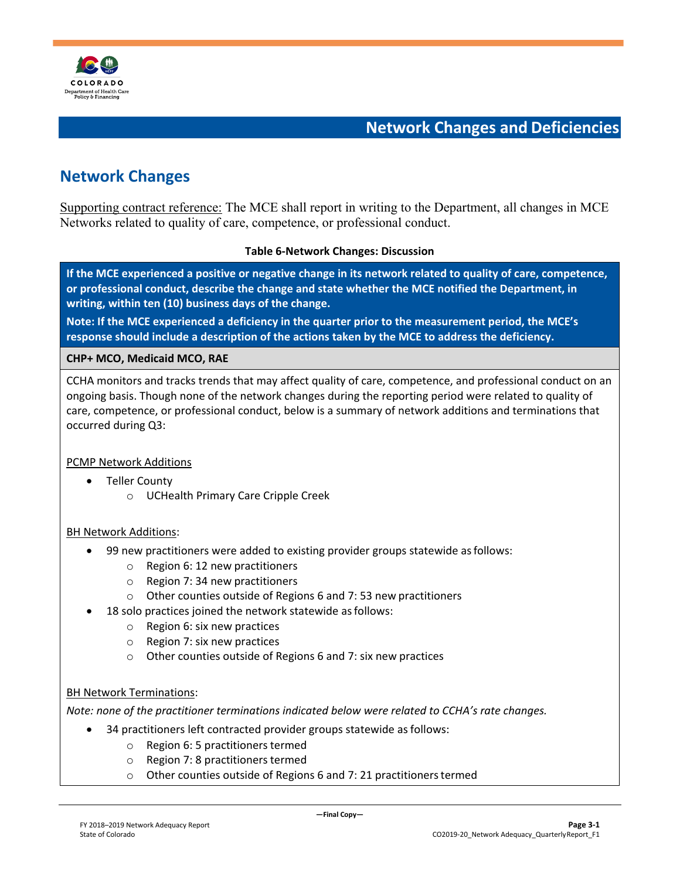# Network Changes and Deficiencies

## Network Changes

Supporting contract reference: The MCE shall report in writing to the Department, all changes in MCE Networks related to quality of care, competence, or professional conduct.

**Table 6-Network Changes: Discussion**

**If the MCE experienced a positive or negative change in its network related to quality of care, competence, or professional conduct, describe the change and state whether the MCE notified the Department, in writing, within ten (10) business days of the change.**

**Note: If the MCE experienced a deficiency in the quarter prior to the measurement period, the MCE's response should include a description of the actions taken by the MCE to address the deficiency.**

**CHP+ MCO, Medicaid MCO, RAE**

CCHA monitors and tracks trends that may affect quality of care, competence, and professional conduct on an ongoing basis. Though none of the network changes during the reporting period were related to quality of care, competence, or professional conduct, below is a summary of network additions and terminations that occurred during Q3:

PCMP Network Additions

- Teller County
  - UCHealth Primary Care Cripple Creek

BH Network Additions:

- 99 new practitioners were added to existing provider groups statewide as follows:
  - Region 6: 12 new practitioners
  - Region 7: 34 new practitioners
  - Other counties outside of Regions 6 and 7: 53 new practitioners
- 18 solo practices joined the network statewide as follows:
  - Region 6: six new practices
  - Region 7: six new practices
  - Other counties outside of Regions 6 and 7: six new practices

BH Network Terminations:

*Note: none of the practitioner terminations indicated below were related to CCHA's rate changes.*

- 34 practitioners left contracted provider groups statewide as follows:
  - Region 6: 5 practitioners termed
  - Region 7: 8 practitioners termed
  - Other counties outside of Regions 6 and 7: 21 practitioners termed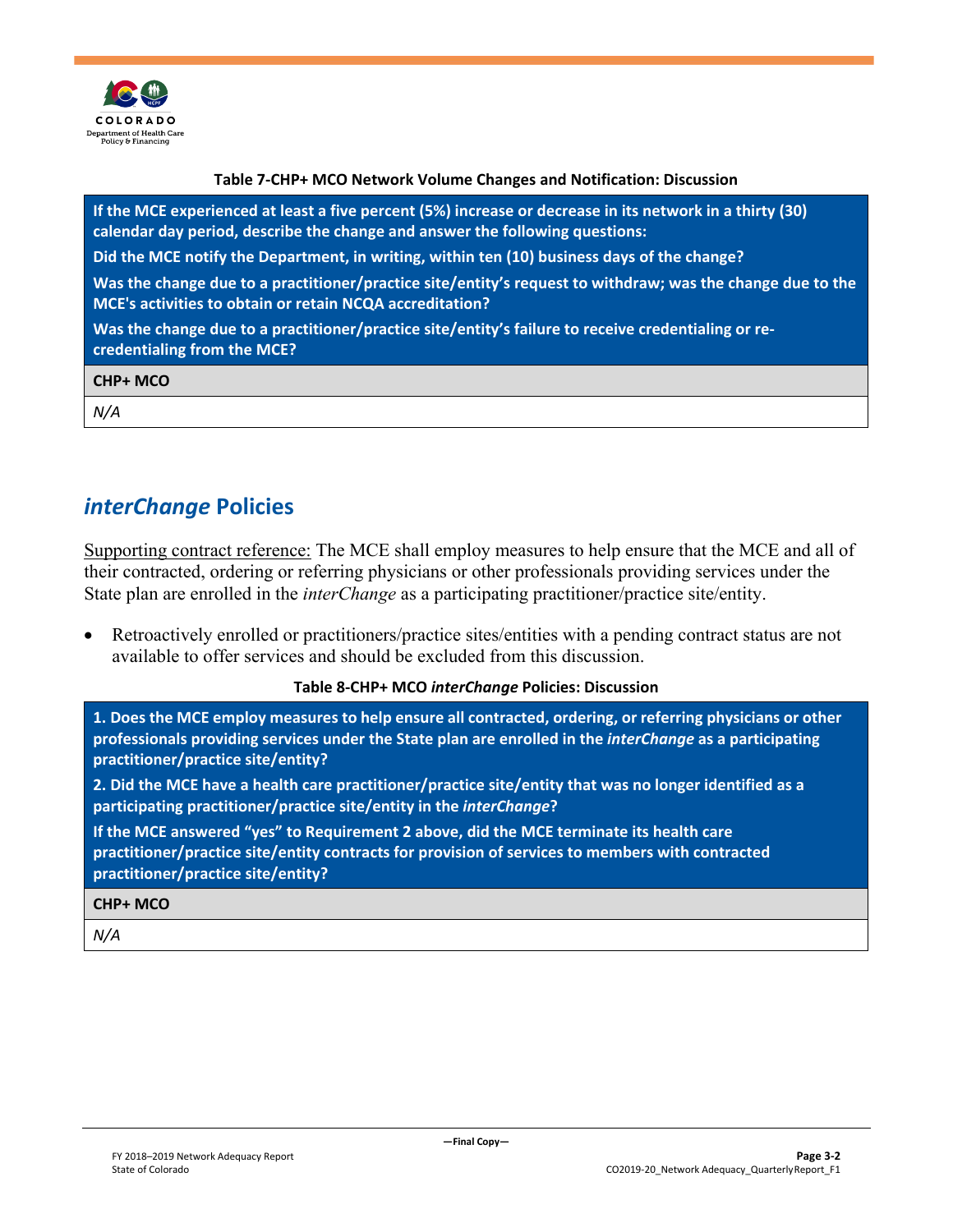**Table 7-CHP+ MCO Network Volume Changes and Notification: Discussion**

| If the MCE experienced at least a five percent (5%) increase or decrease in its network in a thirty (30) calendar day period, describe the change and answer the following questions:<br>Did the MCE notify the Department, in writing, within ten (10) business days of the change?<br>Was the change due to a practitioner/practice site/entity's request to withdraw; was the change due to the MCE's activities to obtain or retain NCQA accreditation?<br>Was the change due to a practitioner/practice site/entity's failure to receive credentialing or re-credentialing from the MCE? |
|---|
| **CHP+ MCO** |
| *N/A* |

## *interChange* Policies

Supporting contract reference: The MCE shall employ measures to help ensure that the MCE and all of their contracted, ordering or referring physicians or other professionals providing services under the State plan are enrolled in the *interChange* as a participating practitioner/practice site/entity.

- Retroactively enrolled or practitioners/practice sites/entities with a pending contract status are not available to offer services and should be excluded from this discussion.

**Table 8-CHP+ MCO *interChange* Policies: Discussion**

| 1. Does the MCE employ measures to help ensure all contracted, ordering, or referring physicians or other professionals providing services under the State plan are enrolled in the *interChange* as a participating practitioner/practice site/entity?<br>2. Did the MCE have a health care practitioner/practice site/entity that was no longer identified as a participating practitioner/practice site/entity in the *interChange*?<br>If the MCE answered "yes" to Requirement 2 above, did the MCE terminate its health care practitioner/practice site/entity contracts for provision of services to members with contracted practitioner/practice site/entity? |
|---|
| **CHP+ MCO** |
| *N/A* |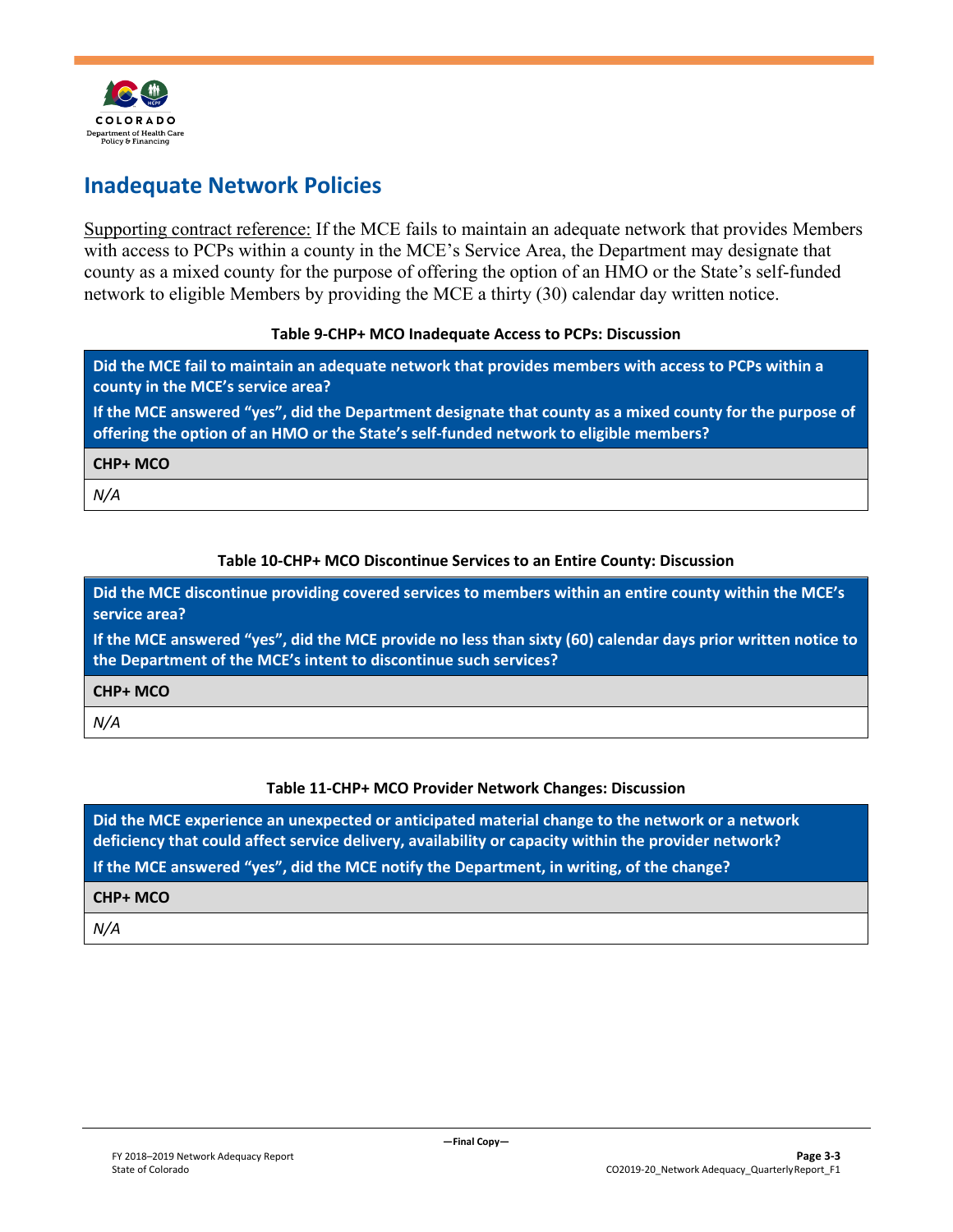## Inadequate Network Policies

Supporting contract reference: If the MCE fails to maintain an adequate network that provides Members with access to PCPs within a county in the MCE's Service Area, the Department may designate that county as a mixed county for the purpose of offering the option of an HMO or the State's self-funded network to eligible Members by providing the MCE a thirty (30) calendar day written notice.

**Table 9-CHP+ MCO Inadequate Access to PCPs: Discussion**

| Did the MCE fail to maintain an adequate network that provides members with access to PCPs within a county in the MCE's service area? If the MCE answered "yes", did the Department designate that county as a mixed county for the purpose of offering the option of an HMO or the State's self-funded network to eligible members? |
|---|
| **CHP+ MCO** |
| *N/A* |

**Table 10-CHP+ MCO Discontinue Services to an Entire County: Discussion**

| Did the MCE discontinue providing covered services to members within an entire county within the MCE's service area? If the MCE answered "yes", did the MCE provide no less than sixty (60) calendar days prior written notice to the Department of the MCE's intent to discontinue such services? |
|---|
| **CHP+ MCO** |
| *N/A* |

**Table 11-CHP+ MCO Provider Network Changes: Discussion**

| Did the MCE experience an unexpected or anticipated material change to the network or a network deficiency that could affect service delivery, availability or capacity within the provider network? If the MCE answered "yes", did the MCE notify the Department, in writing, of the change? |
|---|
| **CHP+ MCO** |
| *N/A* |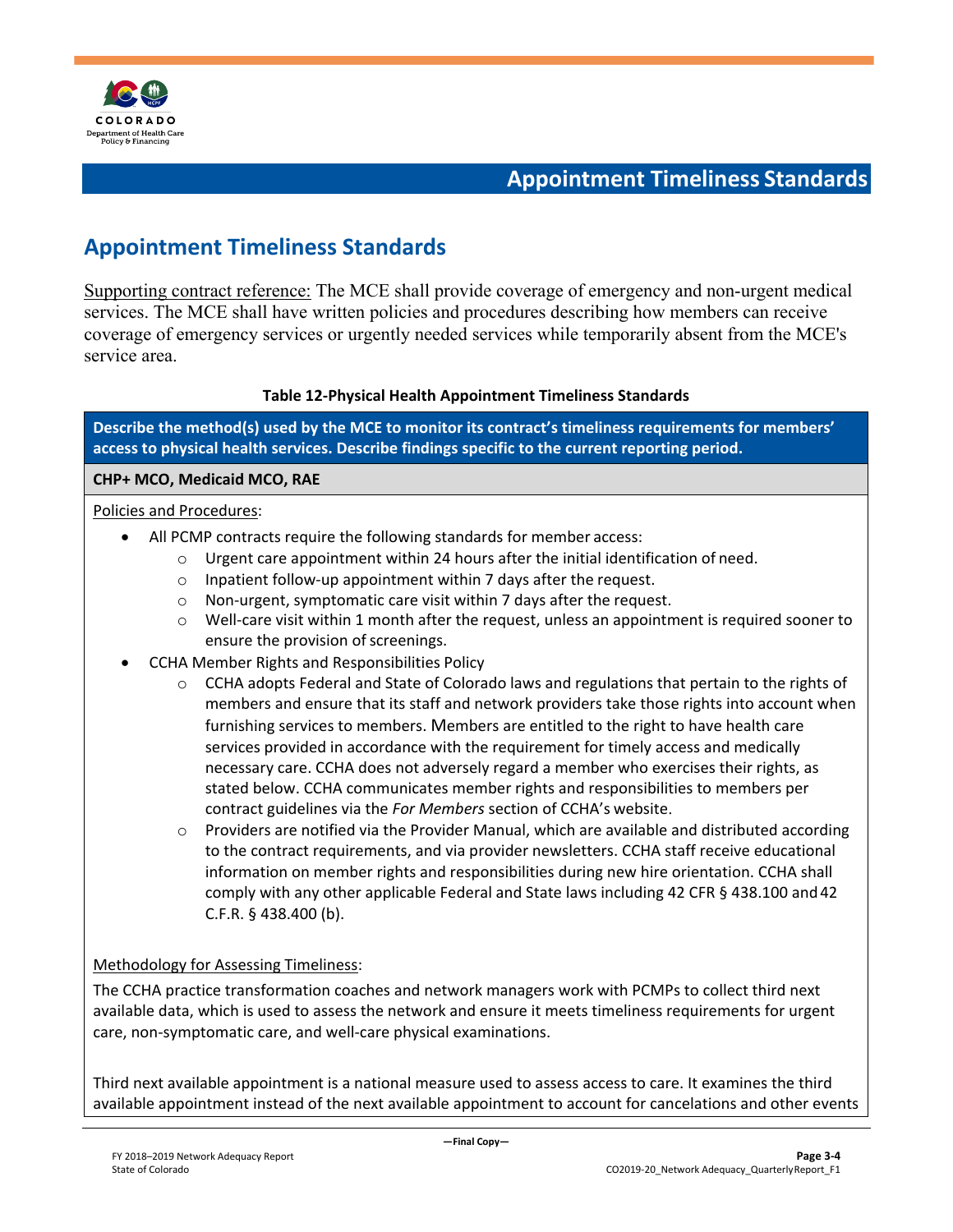# Appointment Timeliness Standards

## Appointment Timeliness Standards

Supporting contract reference: The MCE shall provide coverage of emergency and non-urgent medical services. The MCE shall have written policies and procedures describing how members can receive coverage of emergency services or urgently needed services while temporarily absent from the MCE's service area.

**Table 12-Physical Health Appointment Timeliness Standards**

**Describe the method(s) used by the MCE to monitor its contract's timeliness requirements for members' access to physical health services. Describe findings specific to the current reporting period.**

**CHP+ MCO, Medicaid MCO, RAE**

Policies and Procedures:

- All PCMP contracts require the following standards for member access:
  - Urgent care appointment within 24 hours after the initial identification of need.
  - Inpatient follow-up appointment within 7 days after the request.
  - Non-urgent, symptomatic care visit within 7 days after the request.
  - Well-care visit within 1 month after the request, unless an appointment is required sooner to ensure the provision of screenings.
- CCHA Member Rights and Responsibilities Policy
  - CCHA adopts Federal and State of Colorado laws and regulations that pertain to the rights of members and ensure that its staff and network providers take those rights into account when furnishing services to members. Members are entitled to the right to have health care services provided in accordance with the requirement for timely access and medically necessary care. CCHA does not adversely regard a member who exercises their rights, as stated below. CCHA communicates member rights and responsibilities to members per contract guidelines via the *For Members* section of CCHA's website.
  - Providers are notified via the Provider Manual, which are available and distributed according to the contract requirements, and via provider newsletters. CCHA staff receive educational information on member rights and responsibilities during new hire orientation. CCHA shall comply with any other applicable Federal and State laws including 42 CFR § 438.100 and 42 C.F.R. § 438.400 (b).

Methodology for Assessing Timeliness:

The CCHA practice transformation coaches and network managers work with PCMPs to collect third next available data, which is used to assess the network and ensure it meets timeliness requirements for urgent care, non-symptomatic care, and well-care physical examinations.

Third next available appointment is a national measure used to assess access to care. It examines the third available appointment instead of the next available appointment to account for cancelations and other events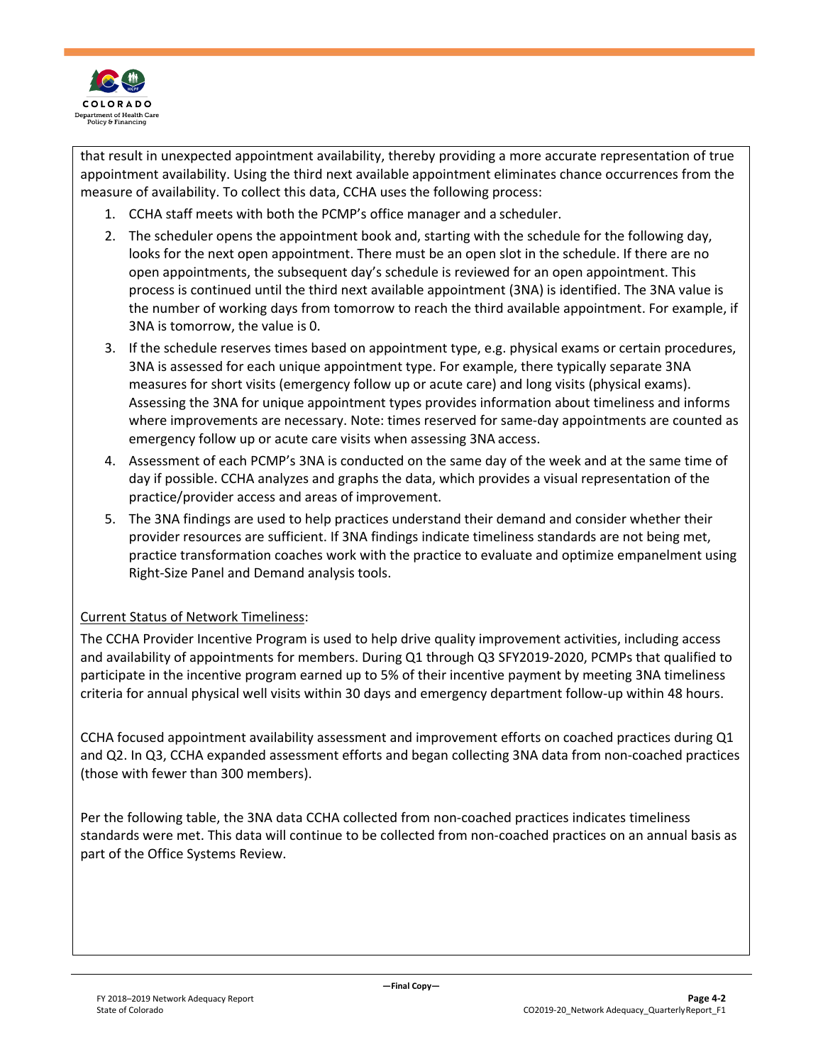that result in unexpected appointment availability, thereby providing a more accurate representation of true appointment availability. Using the third next available appointment eliminates chance occurrences from the measure of availability. To collect this data, CCHA uses the following process:

1. CCHA staff meets with both the PCMP's office manager and a scheduler.
2. The scheduler opens the appointment book and, starting with the schedule for the following day, looks for the next open appointment. There must be an open slot in the schedule. If there are no open appointments, the subsequent day's schedule is reviewed for an open appointment. This process is continued until the third next available appointment (3NA) is identified. The 3NA value is the number of working days from tomorrow to reach the third available appointment. For example, if 3NA is tomorrow, the value is 0.
3. If the schedule reserves times based on appointment type, e.g. physical exams or certain procedures, 3NA is assessed for each unique appointment type. For example, there typically separate 3NA measures for short visits (emergency follow up or acute care) and long visits (physical exams). Assessing the 3NA for unique appointment types provides information about timeliness and informs where improvements are necessary. Note: times reserved for same-day appointments are counted as emergency follow up or acute care visits when assessing 3NA access.
4. Assessment of each PCMP's 3NA is conducted on the same day of the week and at the same time of day if possible. CCHA analyzes and graphs the data, which provides a visual representation of the practice/provider access and areas of improvement.
5. The 3NA findings are used to help practices understand their demand and consider whether their provider resources are sufficient. If 3NA findings indicate timeliness standards are not being met, practice transformation coaches work with the practice to evaluate and optimize empanelment using Right-Size Panel and Demand analysis tools.

<u>Current Status of Network Timeliness</u>:

The CCHA Provider Incentive Program is used to help drive quality improvement activities, including access and availability of appointments for members. During Q1 through Q3 SFY2019-2020, PCMPs that qualified to participate in the incentive program earned up to 5% of their incentive payment by meeting 3NA timeliness criteria for annual physical well visits within 30 days and emergency department follow-up within 48 hours.

CCHA focused appointment availability assessment and improvement efforts on coached practices during Q1 and Q2. In Q3, CCHA expanded assessment efforts and began collecting 3NA data from non-coached practices (those with fewer than 300 members).

Per the following table, the 3NA data CCHA collected from non-coached practices indicates timeliness standards were met. This data will continue to be collected from non-coached practices on an annual basis as part of the Office Systems Review.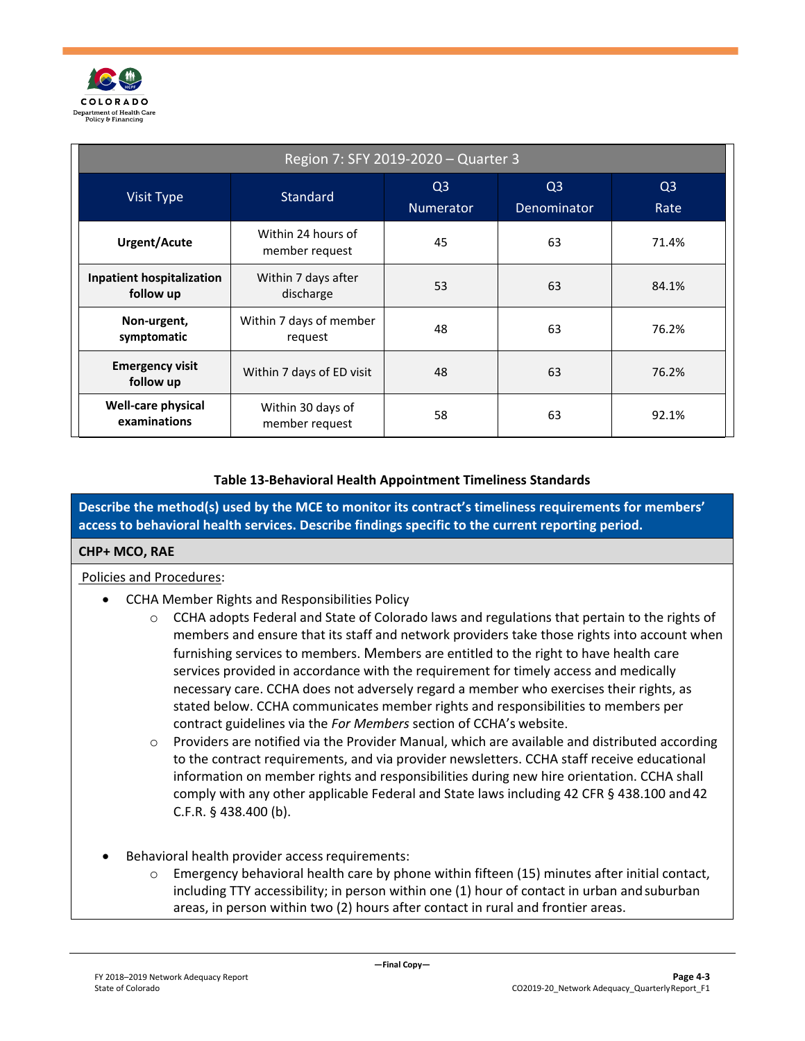| Region 7: SFY 2019-2020 – Quarter 3 | | | | |
|---|---|---|---|---|
| Visit Type | Standard | Q3 Numerator | Q3 Denominator | Q3 Rate |
| **Urgent/Acute** | Within 24 hours of member request | 45 | 63 | 71.4% |
| **Inpatient hospitalization follow up** | Within 7 days after discharge | 53 | 63 | 84.1% |
| **Non-urgent, symptomatic** | Within 7 days of member request | 48 | 63 | 76.2% |
| **Emergency visit follow up** | Within 7 days of ED visit | 48 | 63 | 76.2% |
| **Well-care physical examinations** | Within 30 days of member request | 58 | 63 | 92.1% |

**Table 13-Behavioral Health Appointment Timeliness Standards**

**Describe the method(s) used by the MCE to monitor its contract's timeliness requirements for members' access to behavioral health services. Describe findings specific to the current reporting period.**

**CHP+ MCO, RAE**

Policies and Procedures:

- CCHA Member Rights and Responsibilities Policy
  - CCHA adopts Federal and State of Colorado laws and regulations that pertain to the rights of members and ensure that its staff and network providers take those rights into account when furnishing services to members. Members are entitled to the right to have health care services provided in accordance with the requirement for timely access and medically necessary care. CCHA does not adversely regard a member who exercises their rights, as stated below. CCHA communicates member rights and responsibilities to members per contract guidelines via the *For Members* section of CCHA's website.
  - Providers are notified via the Provider Manual, which are available and distributed according to the contract requirements, and via provider newsletters. CCHA staff receive educational information on member rights and responsibilities during new hire orientation. CCHA shall comply with any other applicable Federal and State laws including 42 CFR § 438.100 and 42 C.F.R. § 438.400 (b).

- Behavioral health provider access requirements:
  - Emergency behavioral health care by phone within fifteen (15) minutes after initial contact, including TTY accessibility; in person within one (1) hour of contact in urban and suburban areas, in person within two (2) hours after contact in rural and frontier areas.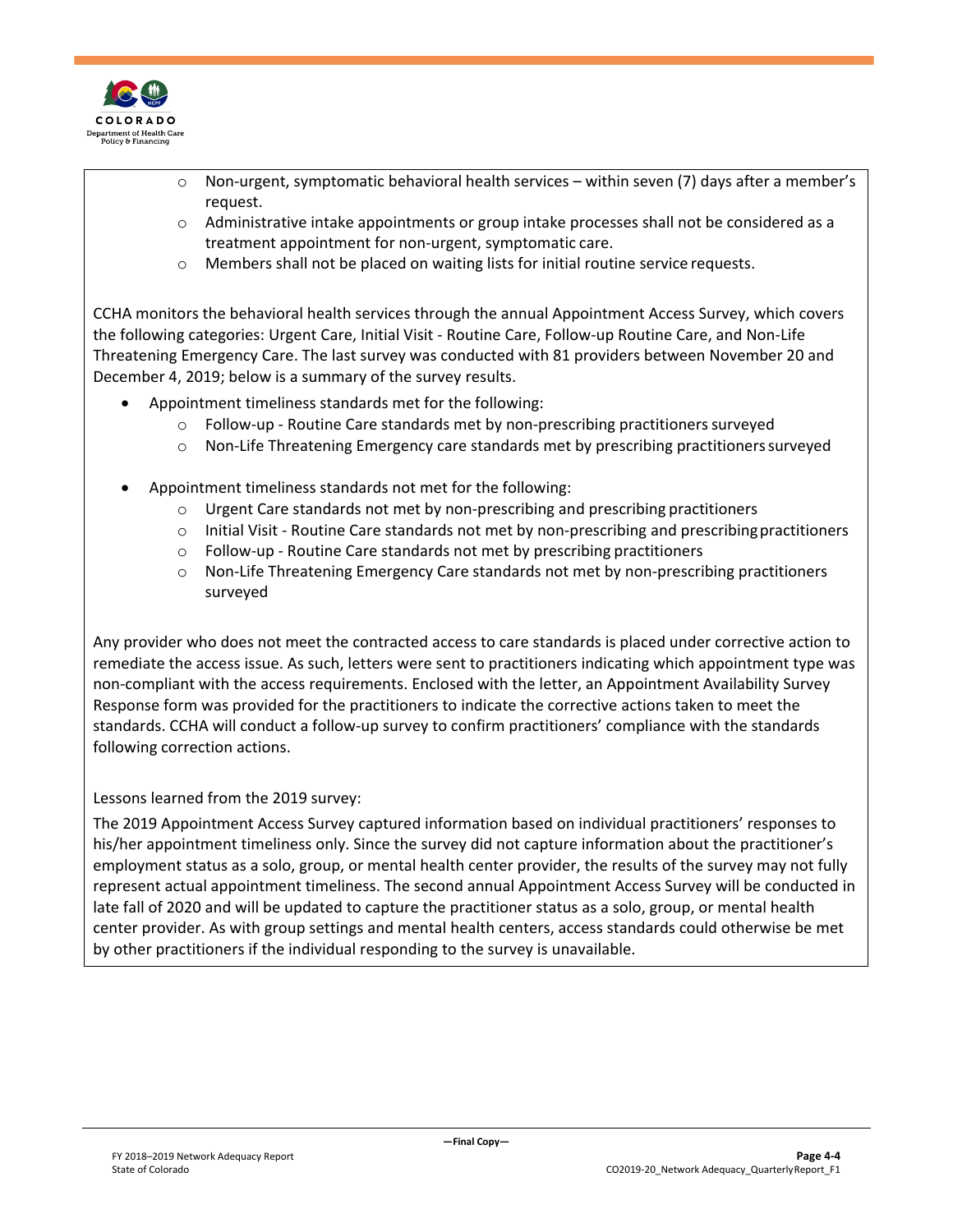- Non-urgent, symptomatic behavioral health services – within seven (7) days after a member's request.
- Administrative intake appointments or group intake processes shall not be considered as a treatment appointment for non-urgent, symptomatic care.
- Members shall not be placed on waiting lists for initial routine service requests.

CCHA monitors the behavioral health services through the annual Appointment Access Survey, which covers the following categories: Urgent Care, Initial Visit - Routine Care, Follow-up Routine Care, and Non-Life Threatening Emergency Care. The last survey was conducted with 81 providers between November 20 and December 4, 2019; below is a summary of the survey results.

- Appointment timeliness standards met for the following:
  - Follow-up - Routine Care standards met by non-prescribing practitioners surveyed
  - Non-Life Threatening Emergency care standards met by prescribing practitioners surveyed
- Appointment timeliness standards not met for the following:
  - Urgent Care standards not met by non-prescribing and prescribing practitioners
  - Initial Visit - Routine Care standards not met by non-prescribing and prescribing practitioners
  - Follow-up - Routine Care standards not met by prescribing practitioners
  - Non-Life Threatening Emergency Care standards not met by non-prescribing practitioners surveyed

Any provider who does not meet the contracted access to care standards is placed under corrective action to remediate the access issue. As such, letters were sent to practitioners indicating which appointment type was non-compliant with the access requirements. Enclosed with the letter, an Appointment Availability Survey Response form was provided for the practitioners to indicate the corrective actions taken to meet the standards. CCHA will conduct a follow-up survey to confirm practitioners' compliance with the standards following correction actions.

Lessons learned from the 2019 survey:

The 2019 Appointment Access Survey captured information based on individual practitioners' responses to his/her appointment timeliness only. Since the survey did not capture information about the practitioner's employment status as a solo, group, or mental health center provider, the results of the survey may not fully represent actual appointment timeliness. The second annual Appointment Access Survey will be conducted in late fall of 2020 and will be updated to capture the practitioner status as a solo, group, or mental health center provider. As with group settings and mental health centers, access standards could otherwise be met by other practitioners if the individual responding to the survey is unavailable.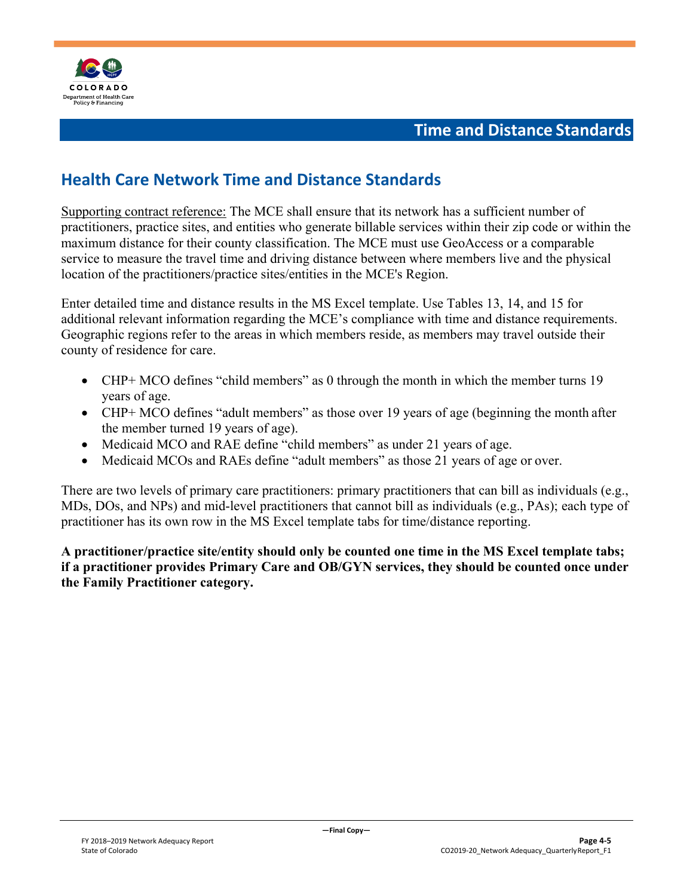# Time and Distance Standards

## Health Care Network Time and Distance Standards

Supporting contract reference: The MCE shall ensure that its network has a sufficient number of practitioners, practice sites, and entities who generate billable services within their zip code or within the maximum distance for their county classification. The MCE must use GeoAccess or a comparable service to measure the travel time and driving distance between where members live and the physical location of the practitioners/practice sites/entities in the MCE's Region.

Enter detailed time and distance results in the MS Excel template. Use Tables 13, 14, and 15 for additional relevant information regarding the MCE's compliance with time and distance requirements. Geographic regions refer to the areas in which members reside, as members may travel outside their county of residence for care.

- CHP+ MCO defines "child members" as 0 through the month in which the member turns 19 years of age.
- CHP+ MCO defines "adult members" as those over 19 years of age (beginning the month after the member turned 19 years of age).
- Medicaid MCO and RAE define "child members" as under 21 years of age.
- Medicaid MCOs and RAEs define "adult members" as those 21 years of age or over.

There are two levels of primary care practitioners: primary practitioners that can bill as individuals (e.g., MDs, DOs, and NPs) and mid-level practitioners that cannot bill as individuals (e.g., PAs); each type of practitioner has its own row in the MS Excel template tabs for time/distance reporting.

**A practitioner/practice site/entity should only be counted one time in the MS Excel template tabs; if a practitioner provides Primary Care and OB/GYN services, they should be counted once under the Family Practitioner category.**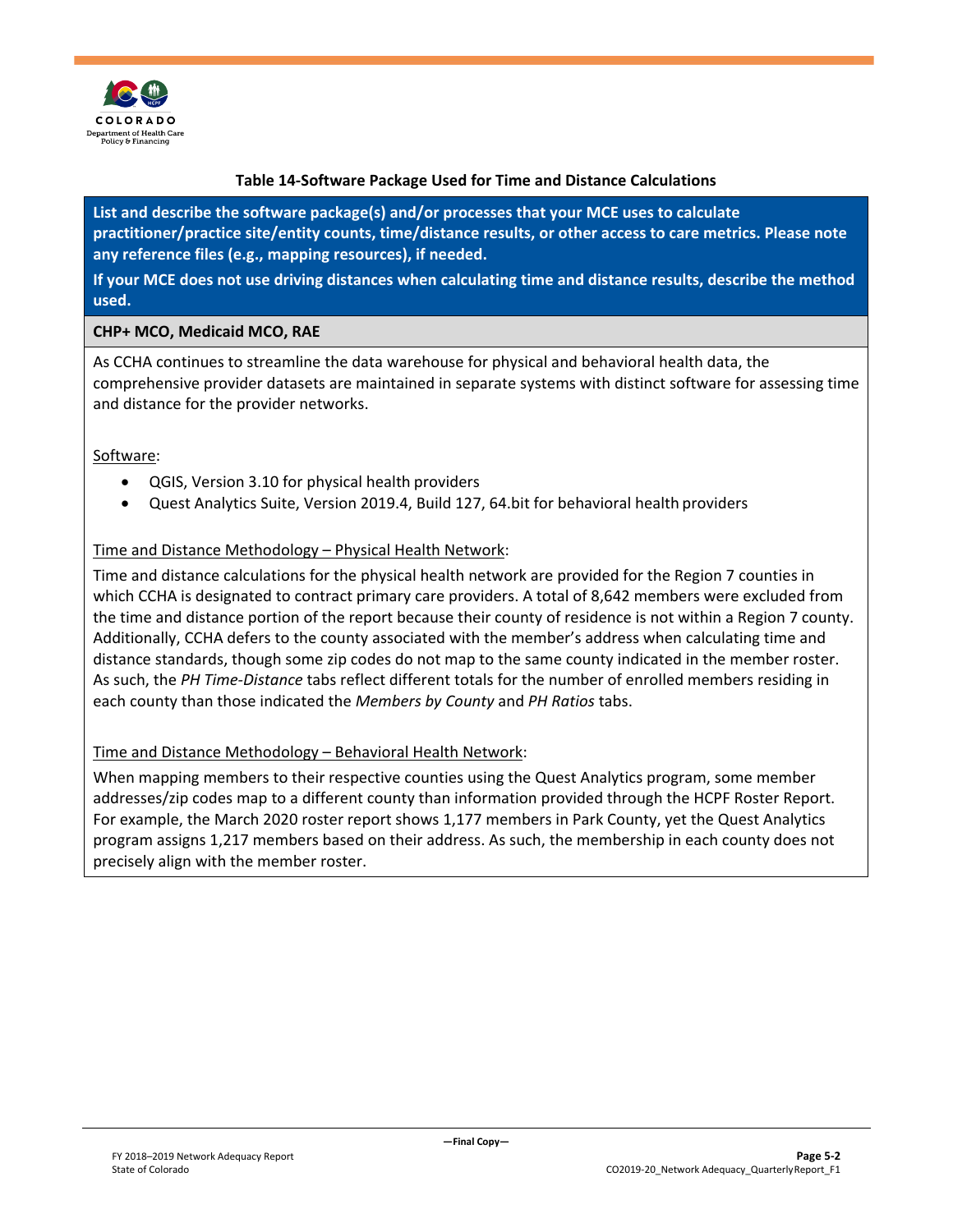**Table 14-Software Package Used for Time and Distance Calculations**

| List and describe the software package(s) and/or processes that your MCE uses to calculate practitioner/practice site/entity counts, time/distance results, or other access to care metrics. Please note any reference files (e.g., mapping resources), if needed.<br><br>If your MCE does not use driving distances when calculating time and distance results, describe the method used. |
|---|
| **CHP+ MCO, Medicaid MCO, RAE** |
| As CCHA continues to streamline the data warehouse for physical and behavioral health data, the comprehensive provider datasets are maintained in separate systems with distinct software for assessing time and distance for the provider networks.<br><br>Software:<br>• QGIS, Version 3.10 for physical health providers<br>• Quest Analytics Suite, Version 2019.4, Build 127, 64.bit for behavioral health providers<br><br>Time and Distance Methodology – Physical Health Network:<br>Time and distance calculations for the physical health network are provided for the Region 7 counties in which CCHA is designated to contract primary care providers. A total of 8,642 members were excluded from the time and distance portion of the report because their county of residence is not within a Region 7 county. Additionally, CCHA defers to the county associated with the member's address when calculating time and distance standards, though some zip codes do not map to the same county indicated in the member roster. As such, the *PH Time-Distance* tabs reflect different totals for the number of enrolled members residing in each county than those indicated the *Members by County* and *PH Ratios* tabs.<br><br>Time and Distance Methodology – Behavioral Health Network:<br>When mapping members to their respective counties using the Quest Analytics program, some member addresses/zip codes map to a different county than information provided through the HCPF Roster Report. For example, the March 2020 roster report shows 1,177 members in Park County, yet the Quest Analytics program assigns 1,217 members based on their address. As such, the membership in each county does not precisely align with the member roster. |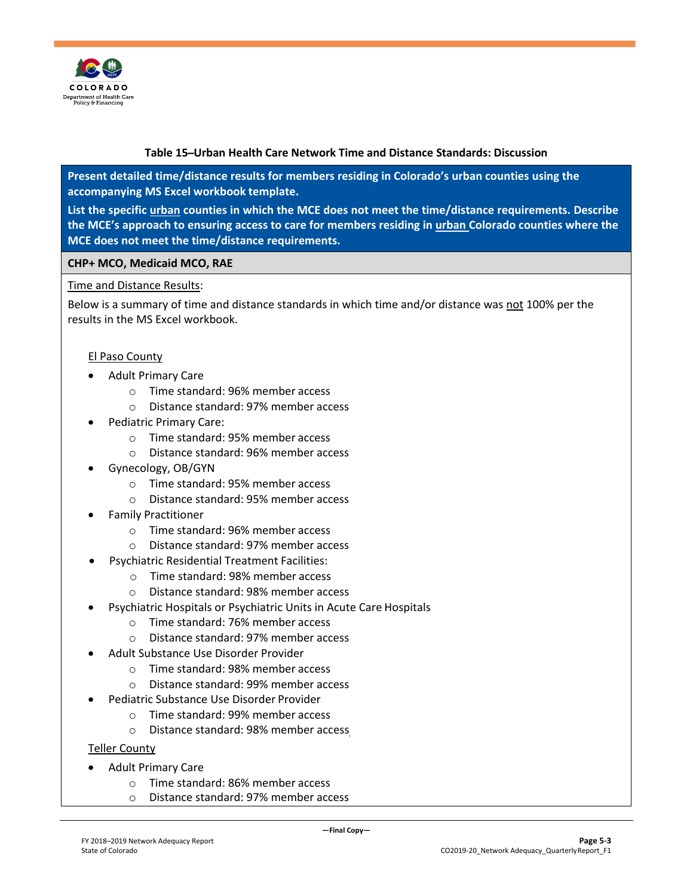**Table 15–Urban Health Care Network Time and Distance Standards: Discussion**

**Present detailed time/distance results for members residing in Colorado's urban counties using the accompanying MS Excel workbook template.**

**List the specific urban counties in which the MCE does not meet the time/distance requirements. Describe the MCE's approach to ensuring access to care for members residing in urban Colorado counties where the MCE does not meet the time/distance requirements.**

**CHP+ MCO, Medicaid MCO, RAE**

Time and Distance Results:

Below is a summary of time and distance standards in which time and/or distance was not 100% per the results in the MS Excel workbook.

El Paso County

- Adult Primary Care
  - Time standard: 96% member access
  - Distance standard: 97% member access
- Pediatric Primary Care:
  - Time standard: 95% member access
  - Distance standard: 96% member access
- Gynecology, OB/GYN
  - Time standard: 95% member access
  - Distance standard: 95% member access
- Family Practitioner
  - Time standard: 96% member access
  - Distance standard: 97% member access
- Psychiatric Residential Treatment Facilities:
  - Time standard: 98% member access
  - Distance standard: 98% member access
- Psychiatric Hospitals or Psychiatric Units in Acute Care Hospitals
  - Time standard: 76% member access
  - Distance standard: 97% member access
- Adult Substance Use Disorder Provider
  - Time standard: 98% member access
  - Distance standard: 99% member access
- Pediatric Substance Use Disorder Provider
  - Time standard: 99% member access
  - Distance standard: 98% member access

Teller County

- Adult Primary Care
  - Time standard: 86% member access
  - Distance standard: 97% member access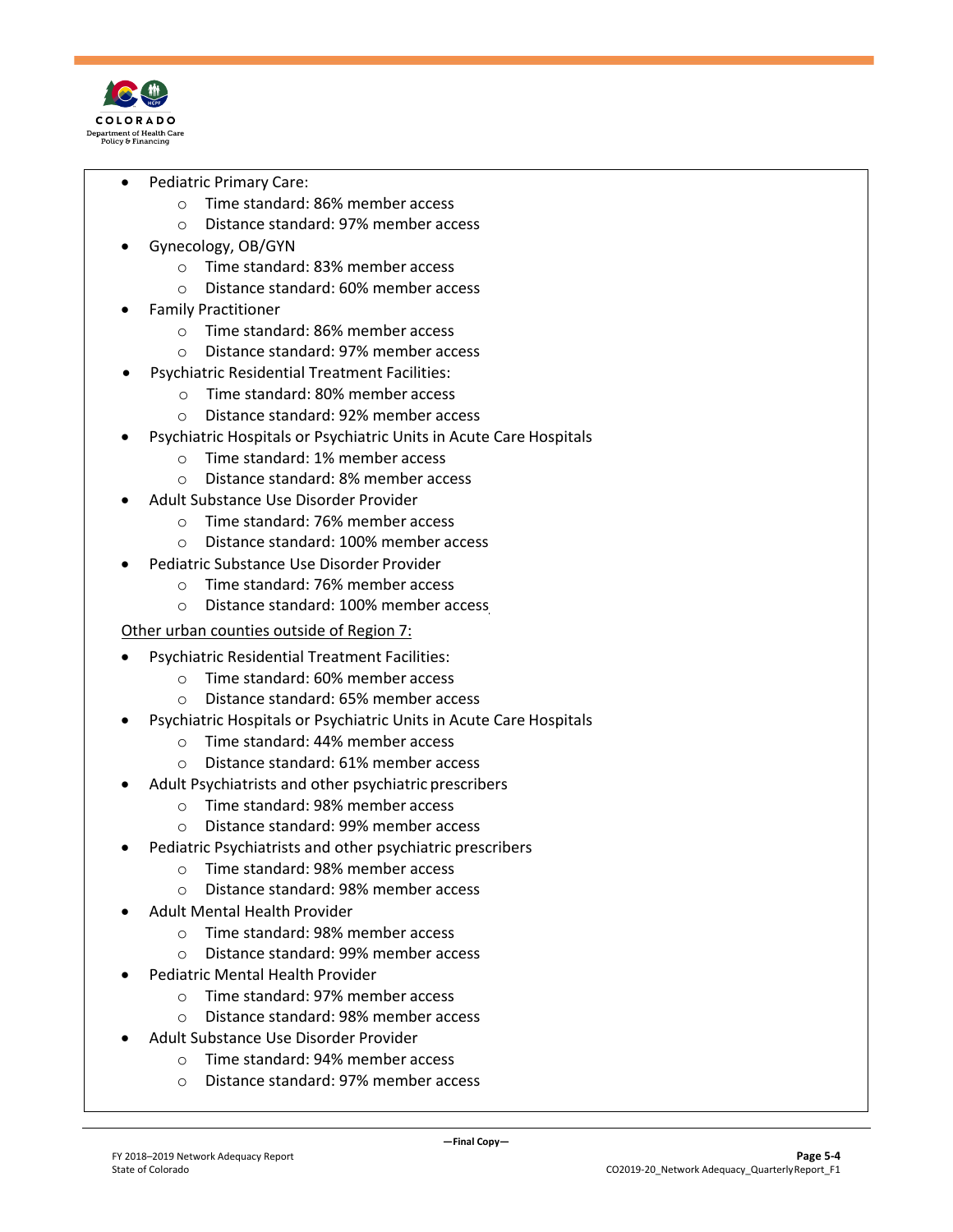- Pediatric Primary Care:
    - Time standard: 86% member access
    - Distance standard: 97% member access
- Gynecology, OB/GYN
    - Time standard: 83% member access
    - Distance standard: 60% member access
- Family Practitioner
    - Time standard: 86% member access
    - Distance standard: 97% member access
- Psychiatric Residential Treatment Facilities:
    - Time standard: 80% member access
    - Distance standard: 92% member access
- Psychiatric Hospitals or Psychiatric Units in Acute Care Hospitals
    - Time standard: 1% member access
    - Distance standard: 8% member access
- Adult Substance Use Disorder Provider
    - Time standard: 76% member access
    - Distance standard: 100% member access
- Pediatric Substance Use Disorder Provider
    - Time standard: 76% member access
    - Distance standard: 100% member access

<u>Other urban counties outside of Region 7:</u>

- Psychiatric Residential Treatment Facilities:
    - Time standard: 60% member access
    - Distance standard: 65% member access
- Psychiatric Hospitals or Psychiatric Units in Acute Care Hospitals
    - Time standard: 44% member access
    - Distance standard: 61% member access
- Adult Psychiatrists and other psychiatric prescribers
    - Time standard: 98% member access
    - Distance standard: 99% member access
- Pediatric Psychiatrists and other psychiatric prescribers
    - Time standard: 98% member access
    - Distance standard: 98% member access
- Adult Mental Health Provider
    - Time standard: 98% member access
    - Distance standard: 99% member access
- Pediatric Mental Health Provider
    - Time standard: 97% member access
    - Distance standard: 98% member access
- Adult Substance Use Disorder Provider
    - Time standard: 94% member access
    - Distance standard: 97% member access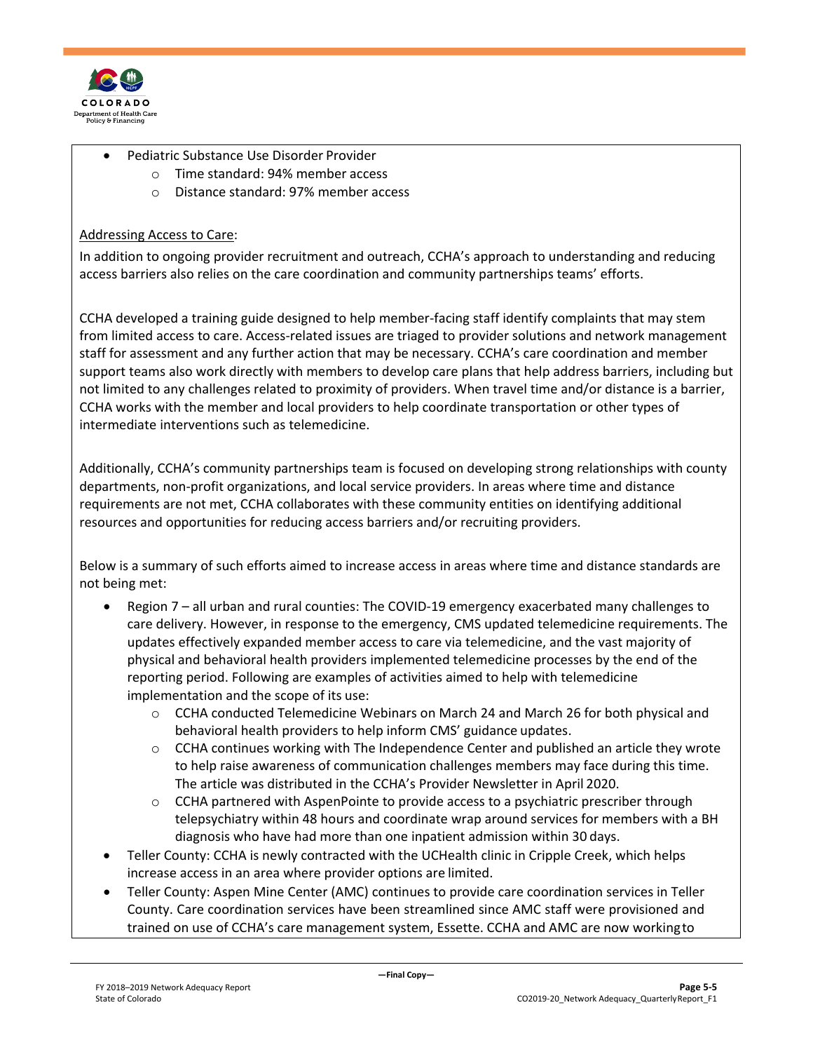- Pediatric Substance Use Disorder Provider
  - Time standard: 94% member access
  - Distance standard: 97% member access

Addressing Access to Care:

In addition to ongoing provider recruitment and outreach, CCHA's approach to understanding and reducing access barriers also relies on the care coordination and community partnerships teams' efforts.

CCHA developed a training guide designed to help member-facing staff identify complaints that may stem from limited access to care. Access-related issues are triaged to provider solutions and network management staff for assessment and any further action that may be necessary. CCHA's care coordination and member support teams also work directly with members to develop care plans that help address barriers, including but not limited to any challenges related to proximity of providers. When travel time and/or distance is a barrier, CCHA works with the member and local providers to help coordinate transportation or other types of intermediate interventions such as telemedicine.

Additionally, CCHA's community partnerships team is focused on developing strong relationships with county departments, non-profit organizations, and local service providers. In areas where time and distance requirements are not met, CCHA collaborates with these community entities on identifying additional resources and opportunities for reducing access barriers and/or recruiting providers.

Below is a summary of such efforts aimed to increase access in areas where time and distance standards are not being met:

- Region 7 – all urban and rural counties: The COVID-19 emergency exacerbated many challenges to care delivery. However, in response to the emergency, CMS updated telemedicine requirements. The updates effectively expanded member access to care via telemedicine, and the vast majority of physical and behavioral health providers implemented telemedicine processes by the end of the reporting period. Following are examples of activities aimed to help with telemedicine implementation and the scope of its use:
  - CCHA conducted Telemedicine Webinars on March 24 and March 26 for both physical and behavioral health providers to help inform CMS' guidance updates.
  - CCHA continues working with The Independence Center and published an article they wrote to help raise awareness of communication challenges members may face during this time. The article was distributed in the CCHA's Provider Newsletter in April 2020.
  - CCHA partnered with AspenPointe to provide access to a psychiatric prescriber through telepsychiatry within 48 hours and coordinate wrap around services for members with a BH diagnosis who have had more than one inpatient admission within 30 days.
- Teller County: CCHA is newly contracted with the UCHealth clinic in Cripple Creek, which helps increase access in an area where provider options are limited.
- Teller County: Aspen Mine Center (AMC) continues to provide care coordination services in Teller County. Care coordination services have been streamlined since AMC staff were provisioned and trained on use of CCHA's care management system, Essette. CCHA and AMC are now working to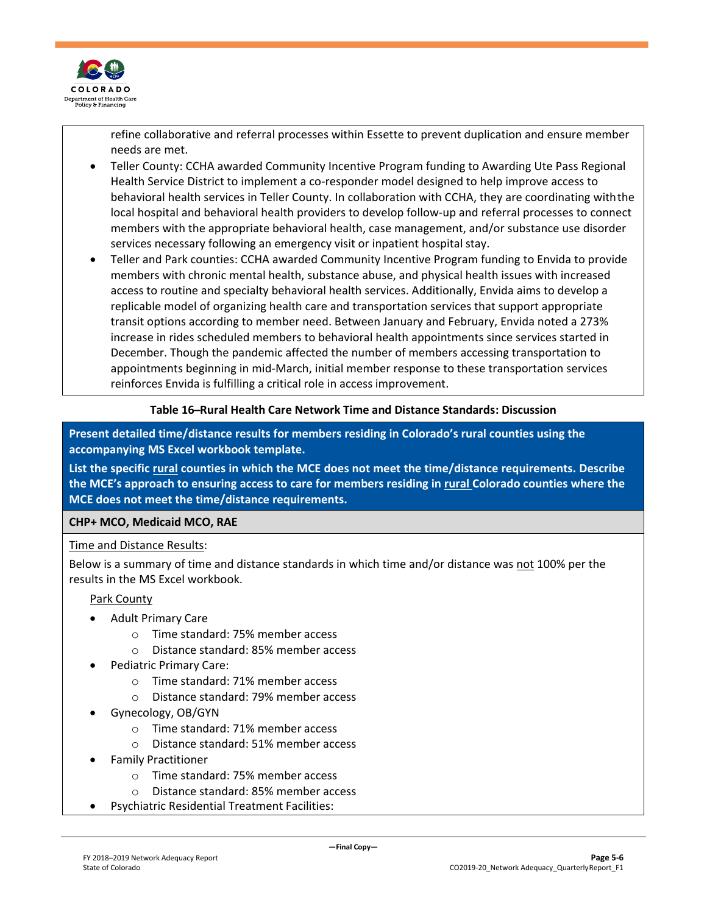refine collaborative and referral processes within Essette to prevent duplication and ensure member needs are met.

- Teller County: CCHA awarded Community Incentive Program funding to Awarding Ute Pass Regional Health Service District to implement a co-responder model designed to help improve access to behavioral health services in Teller County. In collaboration with CCHA, they are coordinating with the local hospital and behavioral health providers to develop follow-up and referral processes to connect members with the appropriate behavioral health, case management, and/or substance use disorder services necessary following an emergency visit or inpatient hospital stay.
- Teller and Park counties: CCHA awarded Community Incentive Program funding to Envida to provide members with chronic mental health, substance abuse, and physical health issues with increased access to routine and specialty behavioral health services. Additionally, Envida aims to develop a replicable model of organizing health care and transportation services that support appropriate transit options according to member need. Between January and February, Envida noted a 273% increase in rides scheduled members to behavioral health appointments since services started in December. Though the pandemic affected the number of members accessing transportation to appointments beginning in mid-March, initial member response to these transportation services reinforces Envida is fulfilling a critical role in access improvement.

**Table 16—Rural Health Care Network Time and Distance Standards: Discussion**

**Present detailed time/distance results for members residing in Colorado's rural counties using the accompanying MS Excel workbook template.**

**List the specific rural counties in which the MCE does not meet the time/distance requirements. Describe the MCE's approach to ensuring access to care for members residing in rural Colorado counties where the MCE does not meet the time/distance requirements.**

**CHP+ MCO, Medicaid MCO, RAE**

Time and Distance Results:

Below is a summary of time and distance standards in which time and/or distance was not 100% per the results in the MS Excel workbook.

Park County

- Adult Primary Care
  - Time standard: 75% member access
  - Distance standard: 85% member access
- Pediatric Primary Care:
  - Time standard: 71% member access
  - Distance standard: 79% member access
- Gynecology, OB/GYN
  - Time standard: 71% member access
  - Distance standard: 51% member access
- Family Practitioner
  - Time standard: 75% member access
  - Distance standard: 85% member access
- Psychiatric Residential Treatment Facilities: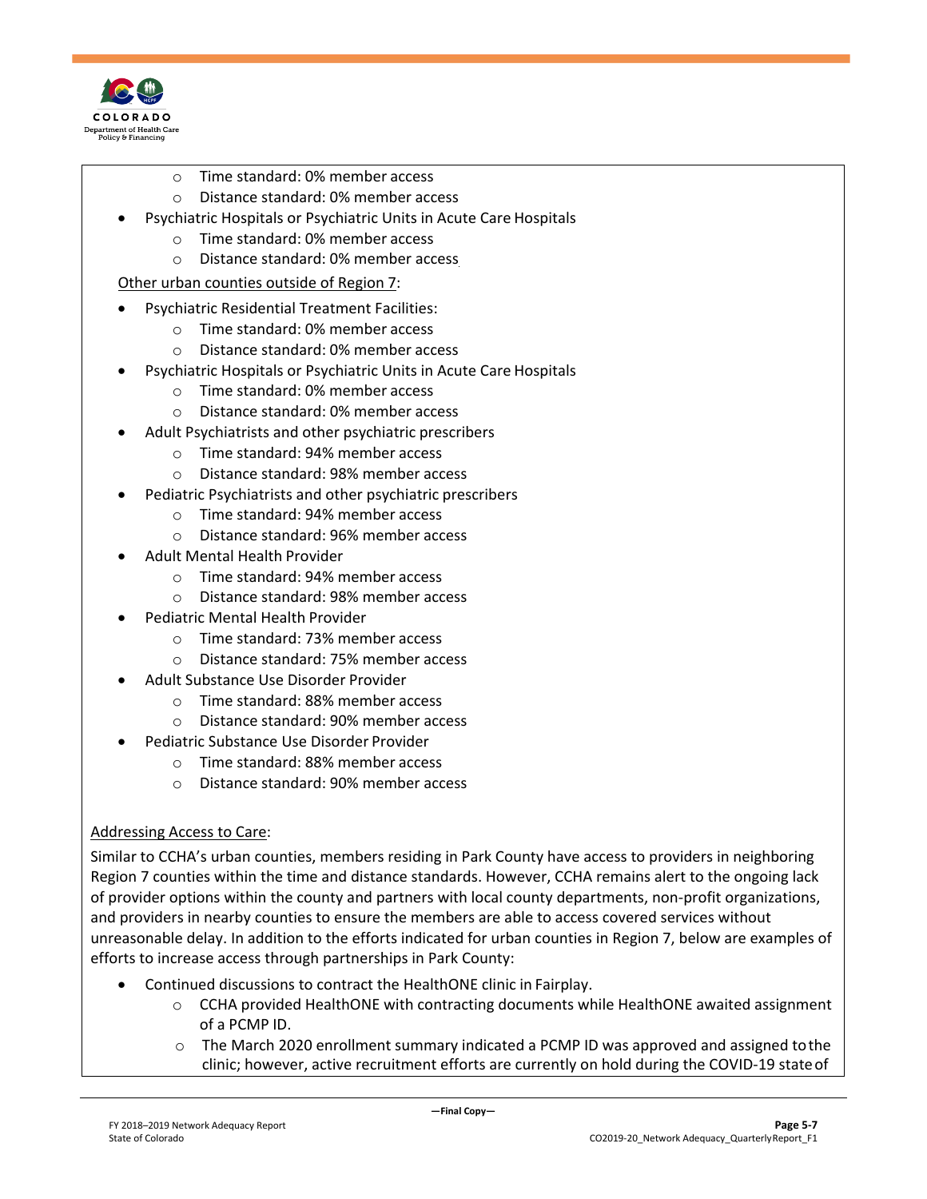- Time standard: 0% member access
- Distance standard: 0% member access

- Psychiatric Hospitals or Psychiatric Units in Acute Care Hospitals
  - Time standard: 0% member access
  - Distance standard: 0% member access

Other urban counties outside of Region 7:

- Psychiatric Residential Treatment Facilities:
  - Time standard: 0% member access
  - Distance standard: 0% member access
- Psychiatric Hospitals or Psychiatric Units in Acute Care Hospitals
  - Time standard: 0% member access
  - Distance standard: 0% member access
- Adult Psychiatrists and other psychiatric prescribers
  - Time standard: 94% member access
  - Distance standard: 98% member access
- Pediatric Psychiatrists and other psychiatric prescribers
  - Time standard: 94% member access
  - Distance standard: 96% member access
- Adult Mental Health Provider
  - Time standard: 94% member access
  - Distance standard: 98% member access
- Pediatric Mental Health Provider
  - Time standard: 73% member access
  - Distance standard: 75% member access
- Adult Substance Use Disorder Provider
  - Time standard: 88% member access
  - Distance standard: 90% member access
- Pediatric Substance Use Disorder Provider
  - Time standard: 88% member access
  - Distance standard: 90% member access

Addressing Access to Care:

Similar to CCHA's urban counties, members residing in Park County have access to providers in neighboring Region 7 counties within the time and distance standards. However, CCHA remains alert to the ongoing lack of provider options within the county and partners with local county departments, non-profit organizations, and providers in nearby counties to ensure the members are able to access covered services without unreasonable delay. In addition to the efforts indicated for urban counties in Region 7, below are examples of efforts to increase access through partnerships in Park County:

- Continued discussions to contract the HealthONE clinic in Fairplay.
  - CCHA provided HealthONE with contracting documents while HealthONE awaited assignment of a PCMP ID.
  - The March 2020 enrollment summary indicated a PCMP ID was approved and assigned to the clinic; however, active recruitment efforts are currently on hold during the COVID-19 state of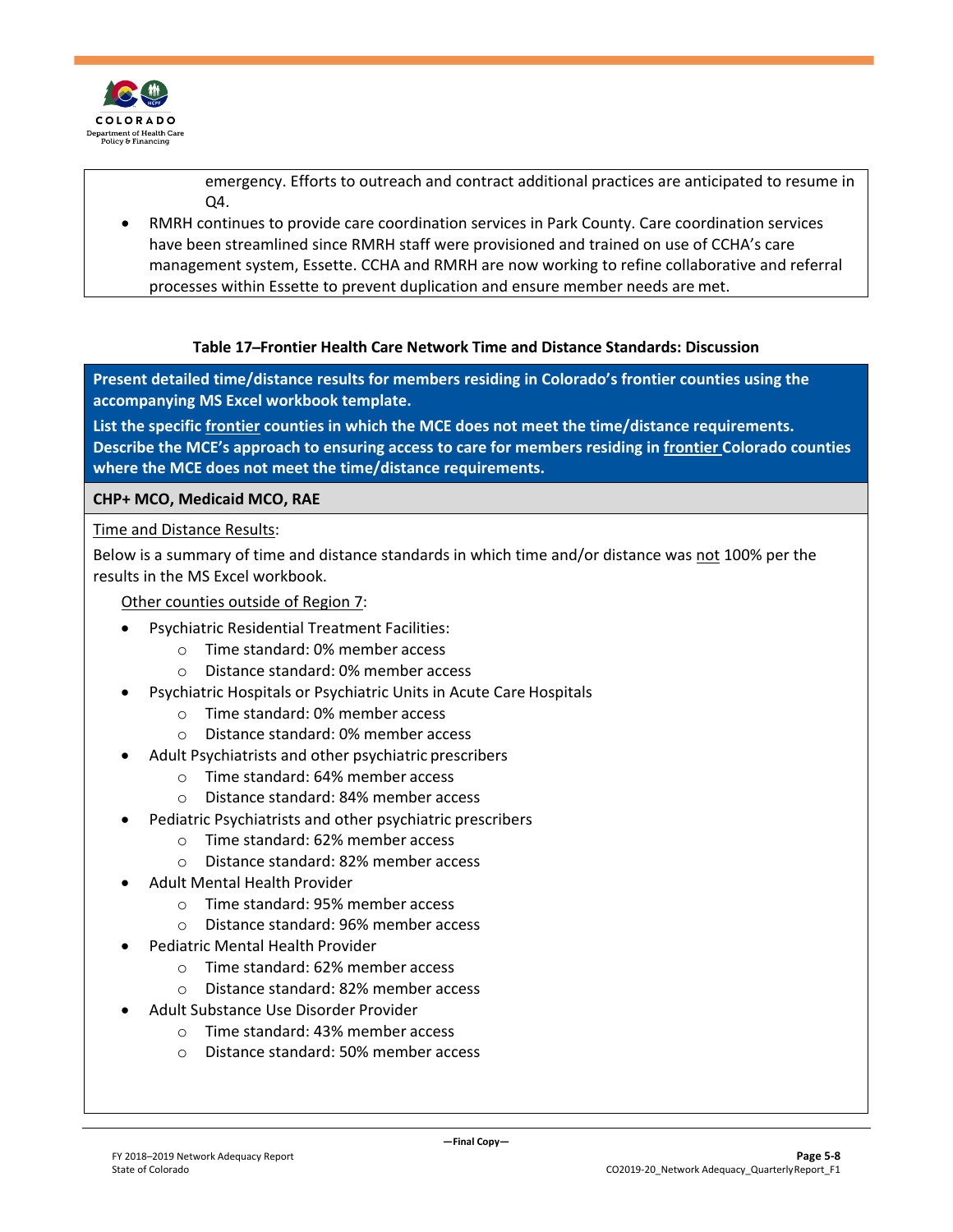emergency. Efforts to outreach and contract additional practices are anticipated to resume in Q4.

- RMRH continues to provide care coordination services in Park County. Care coordination services have been streamlined since RMRH staff were provisioned and trained on use of CCHA's care management system, Essette. CCHA and RMRH are now working to refine collaborative and referral processes within Essette to prevent duplication and ensure member needs are met.

**Table 17–Frontier Health Care Network Time and Distance Standards: Discussion**

**Present detailed time/distance results for members residing in Colorado's frontier counties using the accompanying MS Excel workbook template.**

**List the specific frontier counties in which the MCE does not meet the time/distance requirements. Describe the MCE's approach to ensuring access to care for members residing in frontier Colorado counties where the MCE does not meet the time/distance requirements.**

**CHP+ MCO, Medicaid MCO, RAE**

Time and Distance Results:

Below is a summary of time and distance standards in which time and/or distance was not 100% per the results in the MS Excel workbook.

Other counties outside of Region 7:

- Psychiatric Residential Treatment Facilities:
  - Time standard: 0% member access
  - Distance standard: 0% member access
- Psychiatric Hospitals or Psychiatric Units in Acute Care Hospitals
  - Time standard: 0% member access
  - Distance standard: 0% member access
- Adult Psychiatrists and other psychiatric prescribers
  - Time standard: 64% member access
  - Distance standard: 84% member access
- Pediatric Psychiatrists and other psychiatric prescribers
  - Time standard: 62% member access
  - Distance standard: 82% member access
- Adult Mental Health Provider
  - Time standard: 95% member access
  - Distance standard: 96% member access
- Pediatric Mental Health Provider
  - Time standard: 62% member access
  - Distance standard: 82% member access
- Adult Substance Use Disorder Provider
  - Time standard: 43% member access
  - Distance standard: 50% member access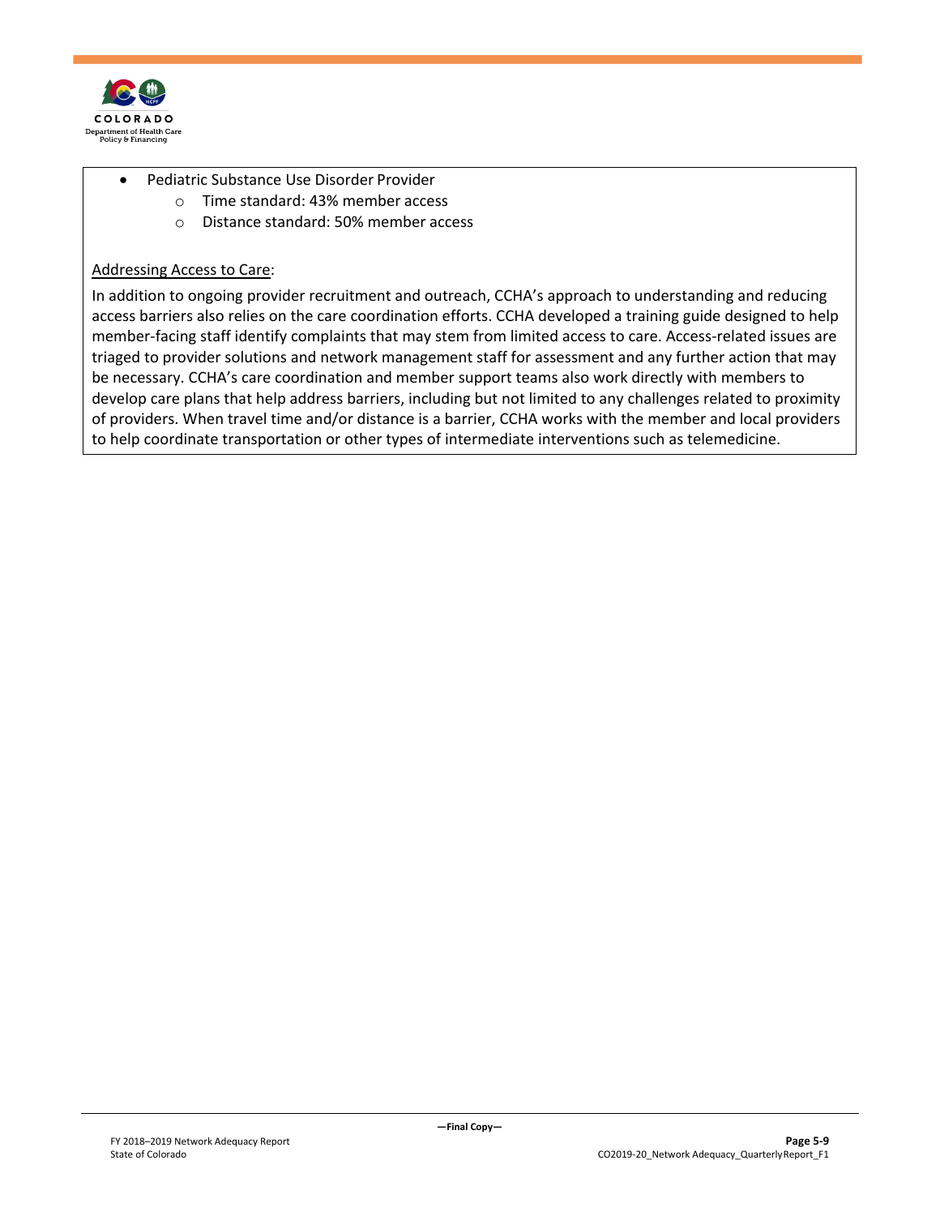- Pediatric Substance Use Disorder Provider
    - Time standard: 43% member access
    - Distance standard: 50% member access

Addressing Access to Care:

In addition to ongoing provider recruitment and outreach, CCHA's approach to understanding and reducing access barriers also relies on the care coordination efforts. CCHA developed a training guide designed to help member-facing staff identify complaints that may stem from limited access to care. Access-related issues are triaged to provider solutions and network management staff for assessment and any further action that may be necessary. CCHA's care coordination and member support teams also work directly with members to develop care plans that help address barriers, including but not limited to any challenges related to proximity of providers. When travel time and/or distance is a barrier, CCHA works with the member and local providers to help coordinate transportation or other types of intermediate interventions such as telemedicine.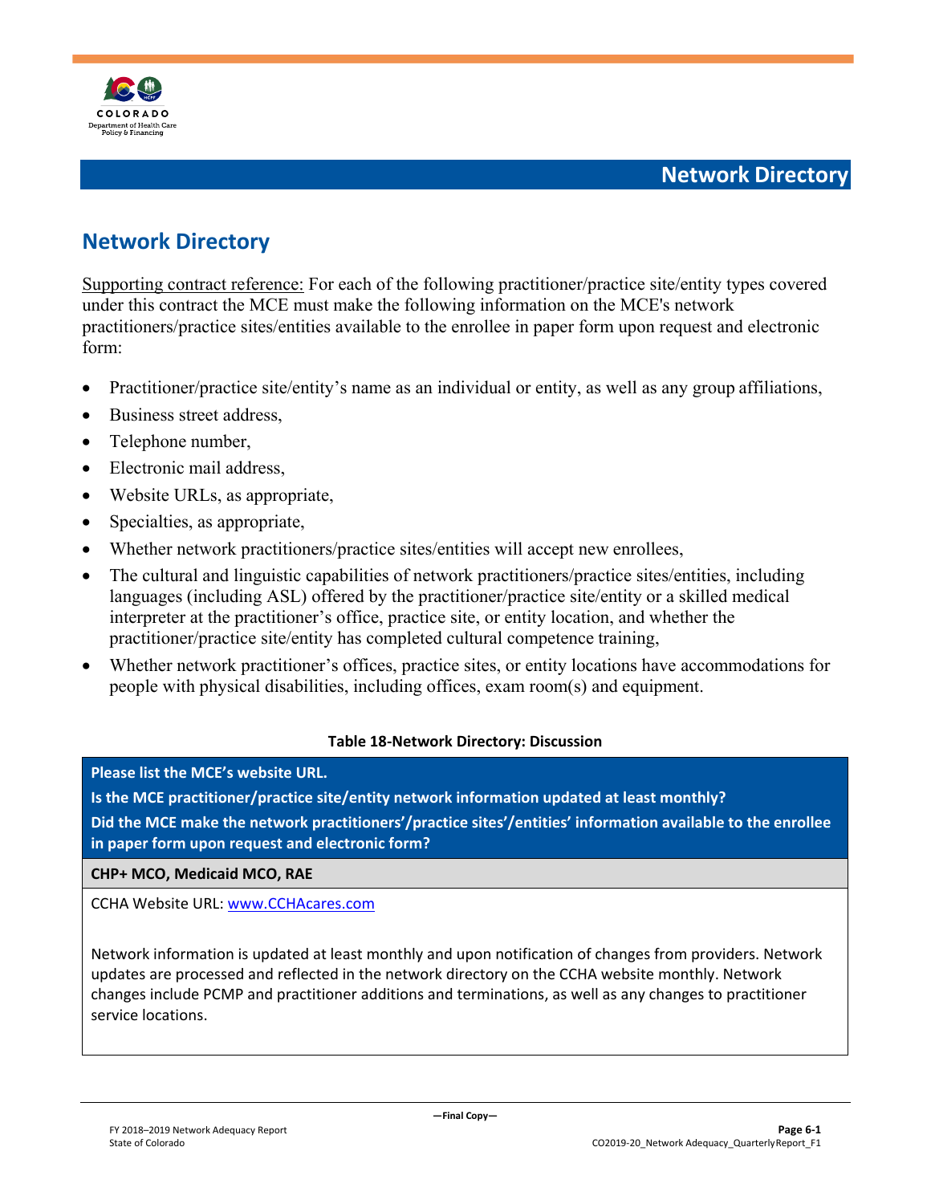## Network Directory

Supporting contract reference: For each of the following practitioner/practice site/entity types covered under this contract the MCE must make the following information on the MCE's network practitioners/practice sites/entities available to the enrollee in paper form upon request and electronic form:

- Practitioner/practice site/entity's name as an individual or entity, as well as any group affiliations,
- Business street address,
- Telephone number,
- Electronic mail address,
- Website URLs, as appropriate,
- Specialties, as appropriate,
- Whether network practitioners/practice sites/entities will accept new enrollees,
- The cultural and linguistic capabilities of network practitioners/practice sites/entities, including languages (including ASL) offered by the practitioner/practice site/entity or a skilled medical interpreter at the practitioner's office, practice site, or entity location, and whether the practitioner/practice site/entity has completed cultural competence training,
- Whether network practitioner's offices, practice sites, or entity locations have accommodations for people with physical disabilities, including offices, exam room(s) and equipment.

**Table 18-Network Directory: Discussion**

| **Please list the MCE's website URL.**<br>**Is the MCE practitioner/practice site/entity network information updated at least monthly?**<br>**Did the MCE make the network practitioners'/practice sites'/entities' information available to the enrollee in paper form upon request and electronic form?** |
|---|
| **CHP+ MCO, Medicaid MCO, RAE** |
| CCHA Website URL: www.CCHAcares.com<br><br>Network information is updated at least monthly and upon notification of changes from providers. Network updates are processed and reflected in the network directory on the CCHA website monthly. Network changes include PCMP and practitioner additions and terminations, as well as any changes to practitioner service locations. |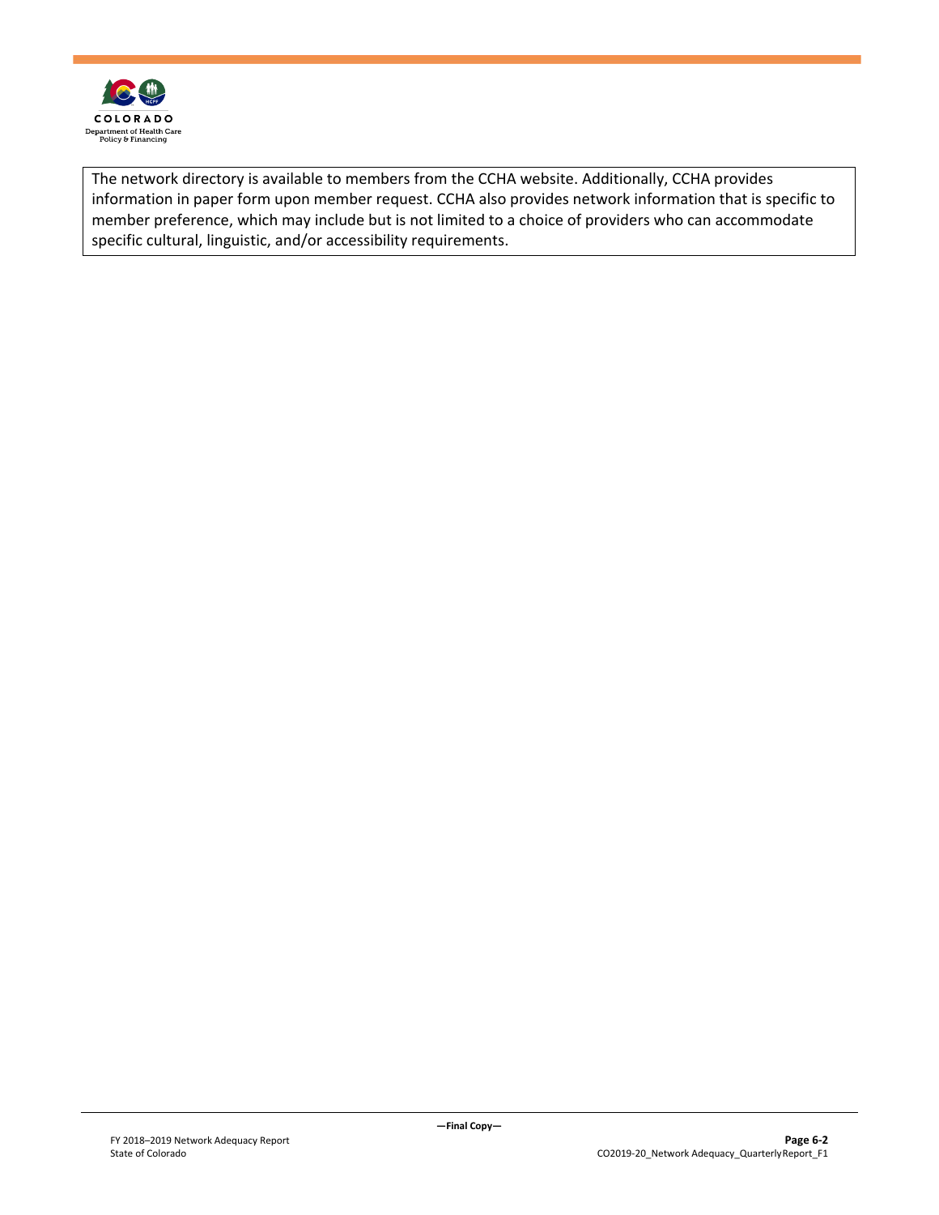The network directory is available to members from the CCHA website. Additionally, CCHA provides information in paper form upon member request. CCHA also provides network information that is specific to member preference, which may include but is not limited to a choice of providers who can accommodate specific cultural, linguistic, and/or accessibility requirements.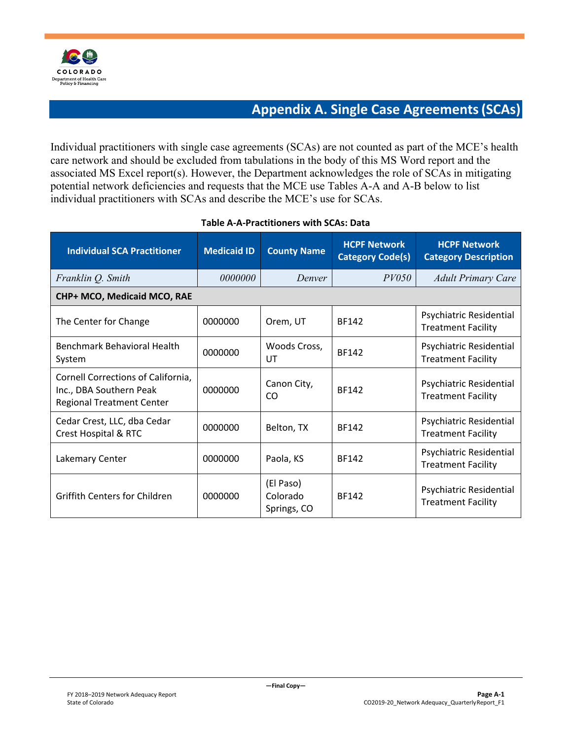# Appendix A. Single Case Agreements (SCAs)

Individual practitioners with single case agreements (SCAs) are not counted as part of the MCE's health care network and should be excluded from tabulations in the body of this MS Word report and the associated MS Excel report(s). However, the Department acknowledges the role of SCAs in mitigating potential network deficiencies and requests that the MCE use Tables A-A and A-B below to list individual practitioners with SCAs and describe the MCE's use for SCAs.

**Table A-A-Practitioners with SCAs: Data**

| Individual SCA Practitioner | Medicaid ID | County Name | HCPF Network Category Code(s) | HCPF Network Category Description |
|---|---|---|---|---|
| *Franklin Q. Smith* | *0000000* | *Denver* | *PV050* | *Adult Primary Care* |
| **CHP+ MCO, Medicaid MCO, RAE** | | | | |
| The Center for Change | 0000000 | Orem, UT | BF142 | Psychiatric Residential Treatment Facility |
| Benchmark Behavioral Health System | 0000000 | Woods Cross, UT | BF142 | Psychiatric Residential Treatment Facility |
| Cornell Corrections of California, Inc., DBA Southern Peak Regional Treatment Center | 0000000 | Canon City, CO | BF142 | Psychiatric Residential Treatment Facility |
| Cedar Crest, LLC, dba Cedar Crest Hospital & RTC | 0000000 | Belton, TX | BF142 | Psychiatric Residential Treatment Facility |
| Lakemary Center | 0000000 | Paola, KS | BF142 | Psychiatric Residential Treatment Facility |
| Griffith Centers for Children | 0000000 | (El Paso) Colorado Springs, CO | BF142 | Psychiatric Residential Treatment Facility |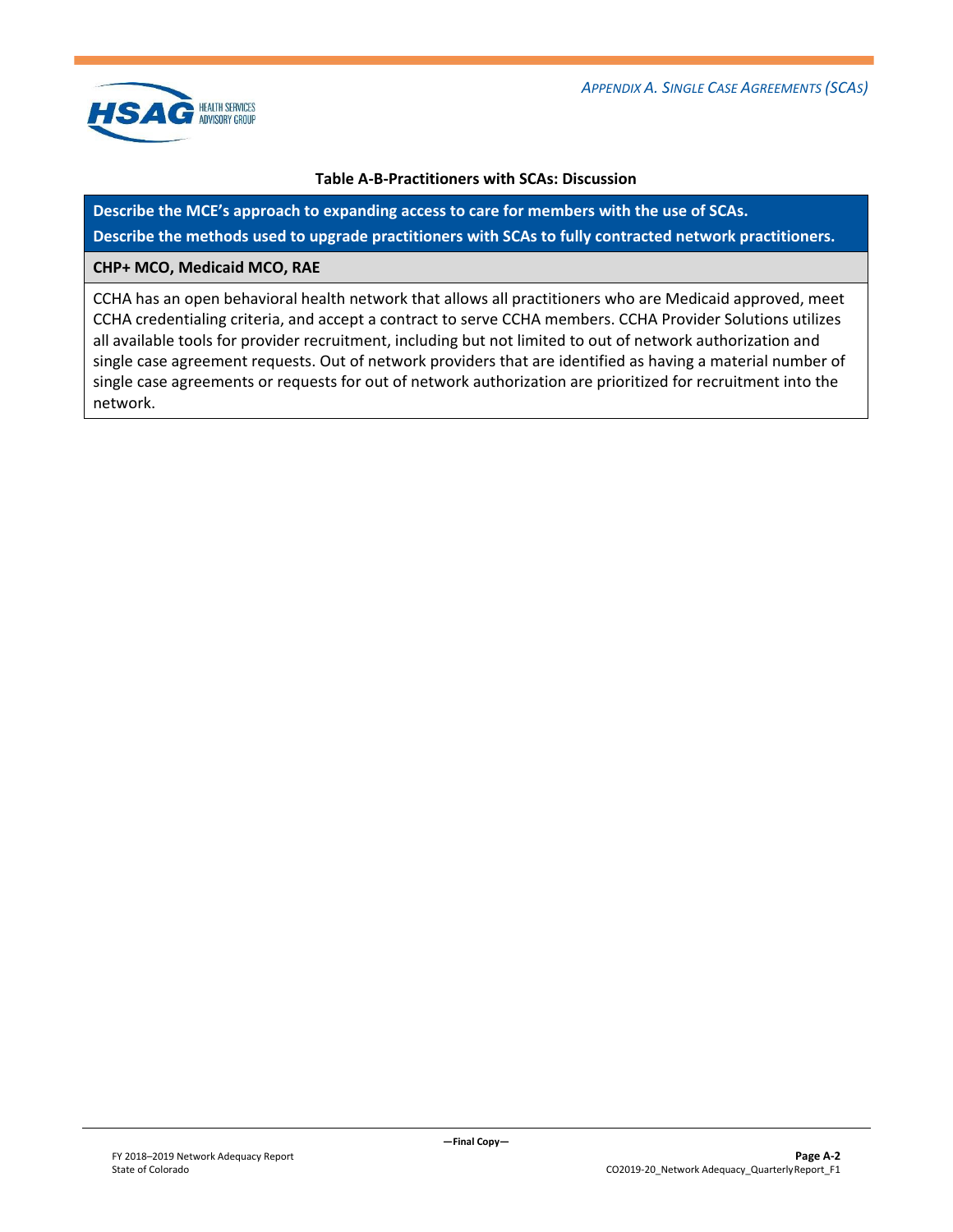**Table A-B-Practitioners with SCAs: Discussion**

| Describe the MCE's approach to expanding access to care for members with the use of SCAs. Describe the methods used to upgrade practitioners with SCAs to fully contracted network practitioners. |
|---|
| **CHP+ MCO, Medicaid MCO, RAE** |
| CCHA has an open behavioral health network that allows all practitioners who are Medicaid approved, meet CCHA credentialing criteria, and accept a contract to serve CCHA members. CCHA Provider Solutions utilizes all available tools for provider recruitment, including but not limited to out of network authorization and single case agreement requests. Out of network providers that are identified as having a material number of single case agreements or requests for out of network authorization are prioritized for recruitment into the network. |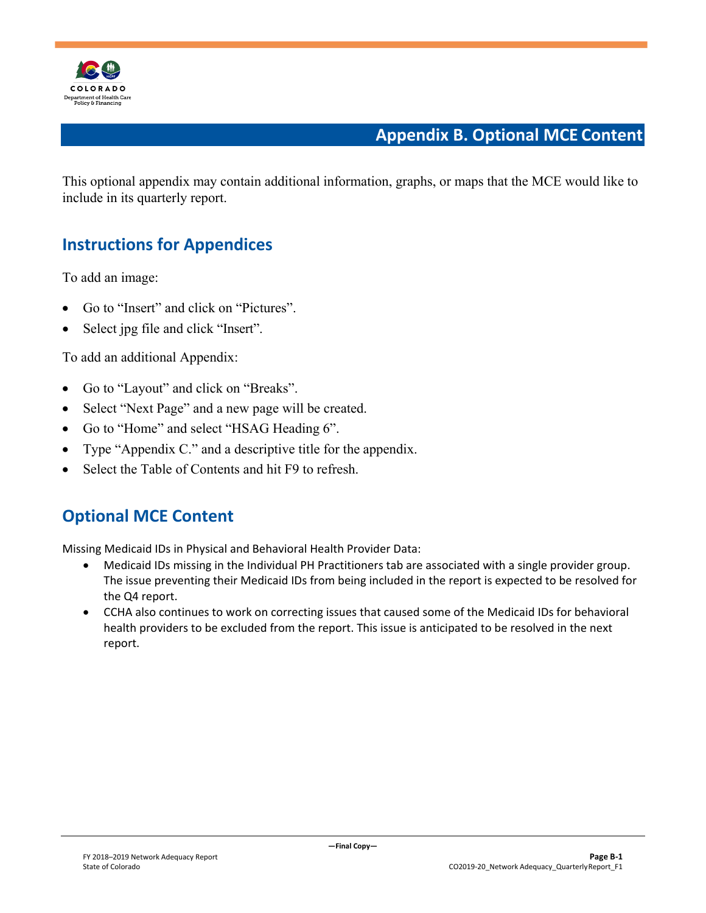# Appendix B. Optional MCE Content

This optional appendix may contain additional information, graphs, or maps that the MCE would like to include in its quarterly report.

## Instructions for Appendices

To add an image:

- Go to "Insert" and click on "Pictures".
- Select jpg file and click "Insert".

To add an additional Appendix:

- Go to "Layout" and click on "Breaks".
- Select "Next Page" and a new page will be created.
- Go to "Home" and select "HSAG Heading 6".
- Type "Appendix C." and a descriptive title for the appendix.
- Select the Table of Contents and hit F9 to refresh.

## Optional MCE Content

Missing Medicaid IDs in Physical and Behavioral Health Provider Data:

- Medicaid IDs missing in the Individual PH Practitioners tab are associated with a single provider group. The issue preventing their Medicaid IDs from being included in the report is expected to be resolved for the Q4 report.
- CCHA also continues to work on correcting issues that caused some of the Medicaid IDs for behavioral health providers to be excluded from the report. This issue is anticipated to be resolved in the next report.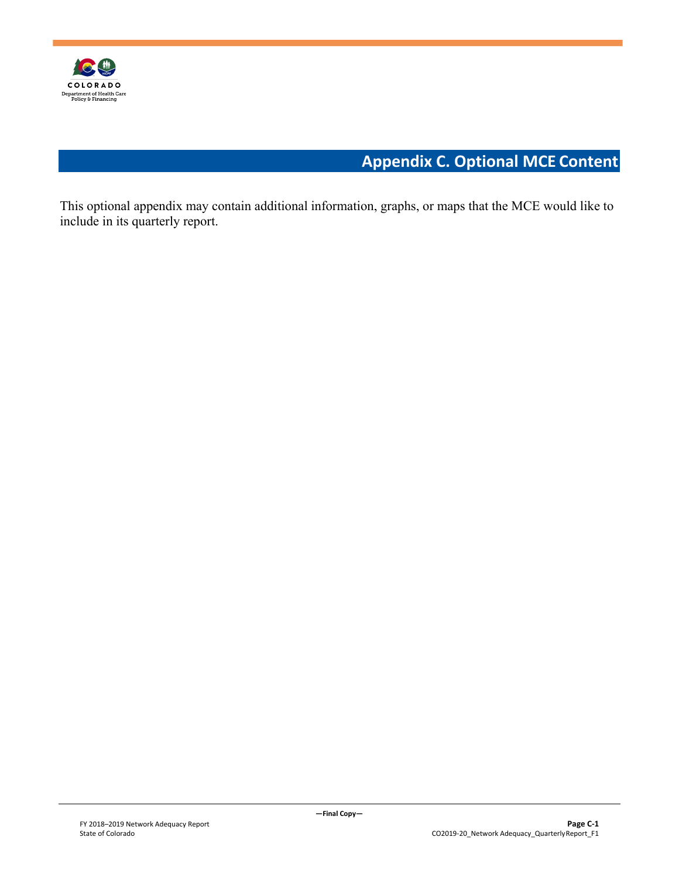# Appendix C. Optional MCE Content

This optional appendix may contain additional information, graphs, or maps that the MCE would like to include in its quarterly report.